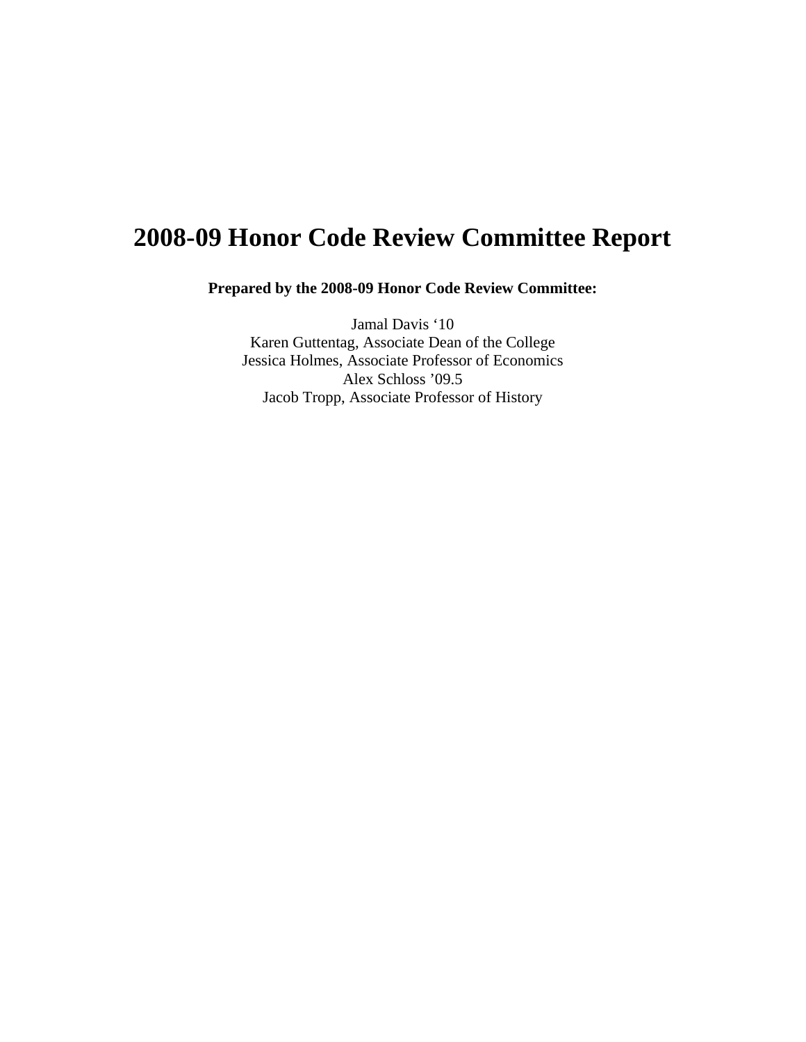# 2008-09 Honor Code Review Committee Report

**Prepared by the 2008-09 Honor Code Review Committee:**

Jamal Davis ‘10
Karen Guttentag, Associate Dean of the College
Jessica Holmes, Associate Professor of Economics
Alex Schloss ’09.5
Jacob Tropp, Associate Professor of History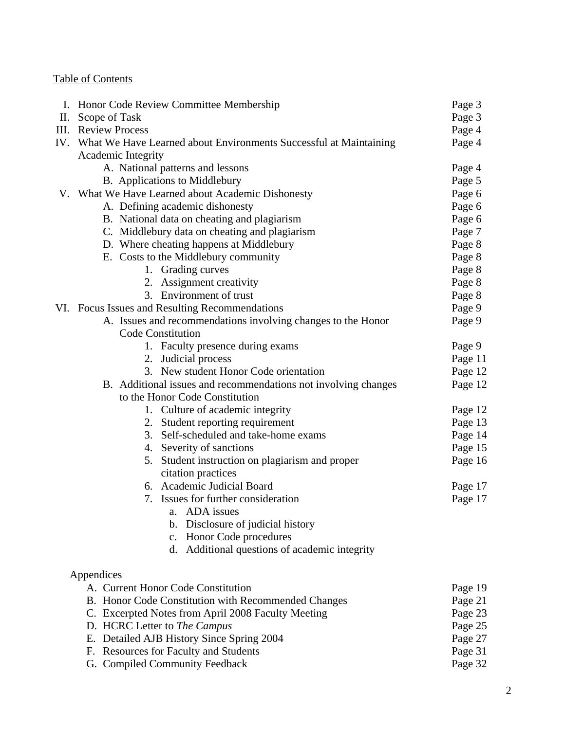Table of Contents

| | | |
|---|---|---|
| I. | Honor Code Review Committee Membership | Page 3 |
| II. | Scope of Task | Page 3 |
| III. | Review Process | Page 4 |
| IV. | What We Have Learned about Environments Successful at Maintaining Academic Integrity | Page 4 |
| | A. National patterns and lessons | Page 4 |
| | B. Applications to Middlebury | Page 5 |
| V. | What We Have Learned about Academic Dishonesty | Page 6 |
| | A. Defining academic dishonesty | Page 6 |
| | B. National data on cheating and plagiarism | Page 6 |
| | C. Middlebury data on cheating and plagiarism | Page 7 |
| | D. Where cheating happens at Middlebury | Page 8 |
| | E. Costs to the Middlebury community | Page 8 |
| | 1. Grading curves | Page 8 |
| | 2. Assignment creativity | Page 8 |
| | 3. Environment of trust | Page 8 |
| VI. | Focus Issues and Resulting Recommendations | Page 9 |
| | A. Issues and recommendations involving changes to the Honor Code Constitution | Page 9 |
| | 1. Faculty presence during exams | Page 9 |
| | 2. Judicial process | Page 11 |
| | 3. New student Honor Code orientation | Page 12 |
| | B. Additional issues and recommendations not involving changes to the Honor Code Constitution | Page 12 |
| | 1. Culture of academic integrity | Page 12 |
| | 2. Student reporting requirement | Page 13 |
| | 3. Self-scheduled and take-home exams | Page 14 |
| | 4. Severity of sanctions | Page 15 |
| | 5. Student instruction on plagiarism and proper citation practices | Page 16 |
| | 6. Academic Judicial Board | Page 17 |
| | 7. Issues for further consideration | Page 17 |
| | a. ADA issues | |
| | b. Disclosure of judicial history | |
| | c. Honor Code procedures | |
| | d. Additional questions of academic integrity | |

Appendices

| | |
|---|---|
| A. Current Honor Code Constitution | Page 19 |
| B. Honor Code Constitution with Recommended Changes | Page 21 |
| C. Excerpted Notes from April 2008 Faculty Meeting | Page 23 |
| D. HCRC Letter to *The Campus* | Page 25 |
| E. Detailed AJB History Since Spring 2004 | Page 27 |
| F. Resources for Faculty and Students | Page 31 |
| G. Compiled Community Feedback | Page 32 |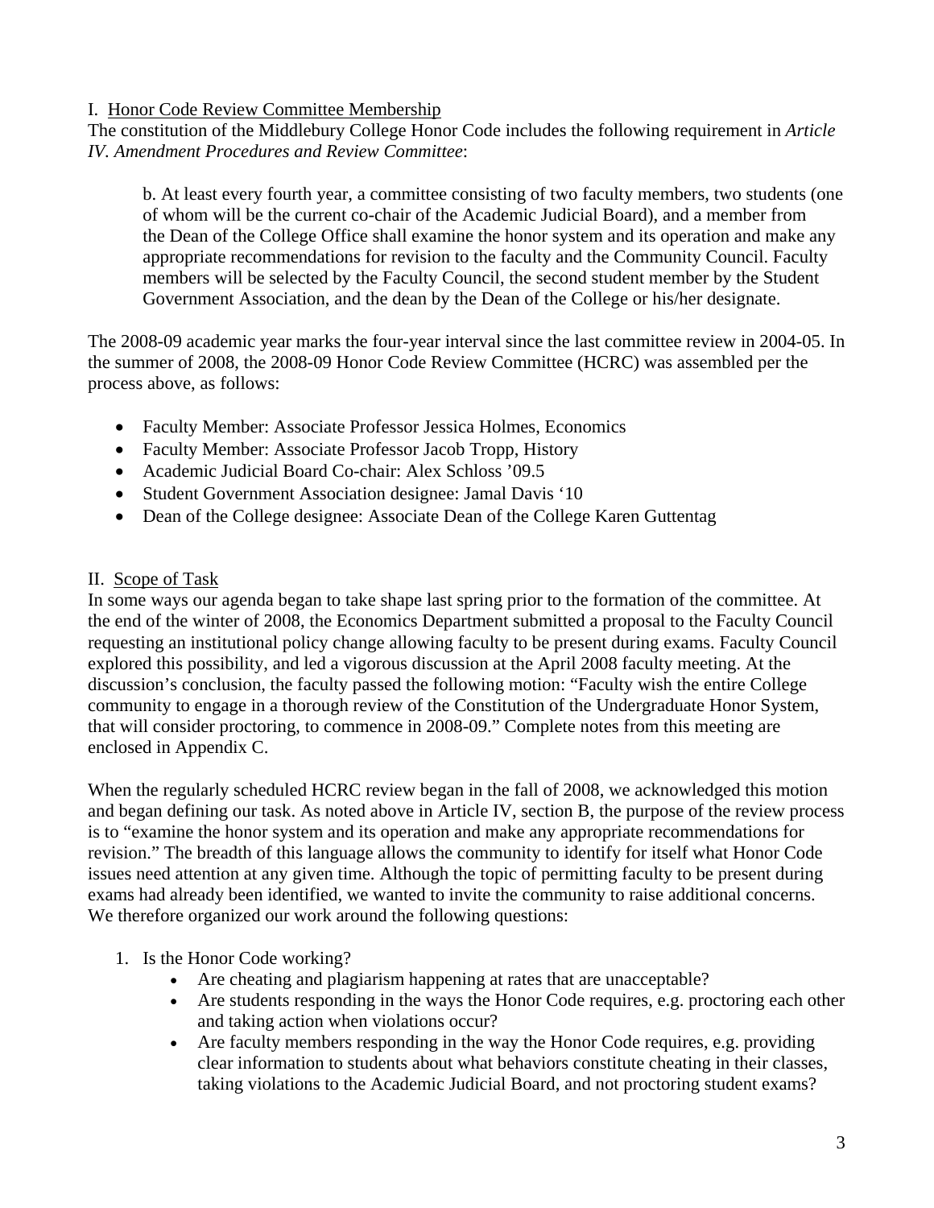## I. Honor Code Review Committee Membership

The constitution of the Middlebury College Honor Code includes the following requirement in *Article IV. Amendment Procedures and Review Committee*:

> b. At least every fourth year, a committee consisting of two faculty members, two students (one of whom will be the current co-chair of the Academic Judicial Board), and a member from the Dean of the College Office shall examine the honor system and its operation and make any appropriate recommendations for revision to the faculty and the Community Council. Faculty members will be selected by the Faculty Council, the second student member by the Student Government Association, and the dean by the Dean of the College or his/her designate.

The 2008-09 academic year marks the four-year interval since the last committee review in 2004-05. In the summer of 2008, the 2008-09 Honor Code Review Committee (HCRC) was assembled per the process above, as follows:

- Faculty Member: Associate Professor Jessica Holmes, Economics
- Faculty Member: Associate Professor Jacob Tropp, History
- Academic Judicial Board Co-chair: Alex Schloss '09.5
- Student Government Association designee: Jamal Davis '10
- Dean of the College designee: Associate Dean of the College Karen Guttentag

## II. Scope of Task

In some ways our agenda began to take shape last spring prior to the formation of the committee. At the end of the winter of 2008, the Economics Department submitted a proposal to the Faculty Council requesting an institutional policy change allowing faculty to be present during exams. Faculty Council explored this possibility, and led a vigorous discussion at the April 2008 faculty meeting. At the discussion's conclusion, the faculty passed the following motion: "Faculty wish the entire College community to engage in a thorough review of the Constitution of the Undergraduate Honor System, that will consider proctoring, to commence in 2008-09." Complete notes from this meeting are enclosed in Appendix C.

When the regularly scheduled HCRC review began in the fall of 2008, we acknowledged this motion and began defining our task. As noted above in Article IV, section B, the purpose of the review process is to "examine the honor system and its operation and make any appropriate recommendations for revision." The breadth of this language allows the community to identify for itself what Honor Code issues need attention at any given time. Although the topic of permitting faculty to be present during exams had already been identified, we wanted to invite the community to raise additional concerns. We therefore organized our work around the following questions:

1. Is the Honor Code working?
   - Are cheating and plagiarism happening at rates that are unacceptable?
   - Are students responding in the ways the Honor Code requires, e.g. proctoring each other and taking action when violations occur?
   - Are faculty members responding in the way the Honor Code requires, e.g. providing clear information to students about what behaviors constitute cheating in their classes, taking violations to the Academic Judicial Board, and not proctoring student exams?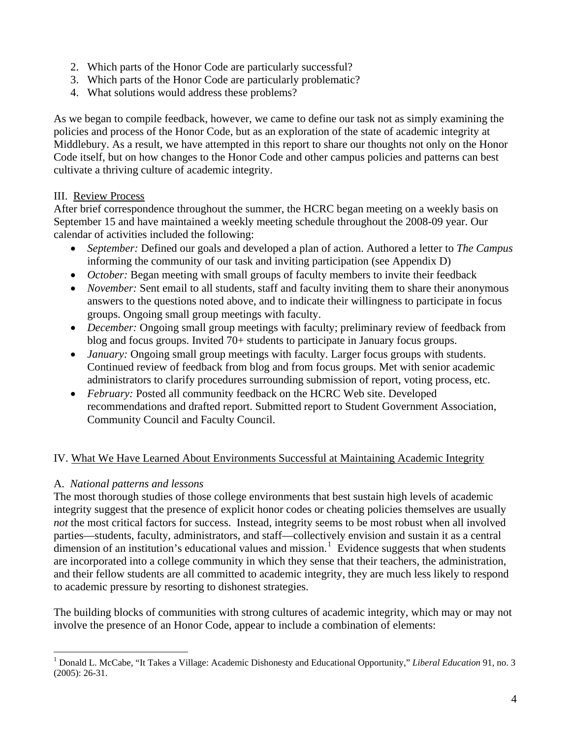2. Which parts of the Honor Code are particularly successful?
3. Which parts of the Honor Code are particularly problematic?
4. What solutions would address these problems?

As we began to compile feedback, however, we came to define our task not as simply examining the policies and process of the Honor Code, but as an exploration of the state of academic integrity at Middlebury. As a result, we have attempted in this report to share our thoughts not only on the Honor Code itself, but on how changes to the Honor Code and other campus policies and patterns can best cultivate a thriving culture of academic integrity.

## III. Review Process

After brief correspondence throughout the summer, the HCRC began meeting on a weekly basis on September 15 and have maintained a weekly meeting schedule throughout the 2008-09 year. Our calendar of activities included the following:

- *September:* Defined our goals and developed a plan of action. Authored a letter to *The Campus* informing the community of our task and inviting participation (see Appendix D)
- *October:* Began meeting with small groups of faculty members to invite their feedback
- *November:* Sent email to all students, staff and faculty inviting them to share their anonymous answers to the questions noted above, and to indicate their willingness to participate in focus groups. Ongoing small group meetings with faculty.
- *December:* Ongoing small group meetings with faculty; preliminary review of feedback from blog and focus groups. Invited 70+ students to participate in January focus groups.
- *January:* Ongoing small group meetings with faculty. Larger focus groups with students. Continued review of feedback from blog and from focus groups. Met with senior academic administrators to clarify procedures surrounding submission of report, voting process, etc.
- *February:* Posted all community feedback on the HCRC Web site. Developed recommendations and drafted report. Submitted report to Student Government Association, Community Council and Faculty Council.

## IV. What We Have Learned About Environments Successful at Maintaining Academic Integrity

### A. *National patterns and lessons*

The most thorough studies of those college environments that best sustain high levels of academic integrity suggest that the presence of explicit honor codes or cheating policies themselves are usually *not* the most critical factors for success. Instead, integrity seems to be most robust when all involved parties—students, faculty, administrators, and staff—collectively envision and sustain it as a central dimension of an institution's educational values and mission.[1] Evidence suggests that when students are incorporated into a college community in which they sense that their teachers, the administration, and their fellow students are all committed to academic integrity, they are much less likely to respond to academic pressure by resorting to dishonest strategies.

The building blocks of communities with strong cultures of academic integrity, which may or may not involve the presence of an Honor Code, appear to include a combination of elements:

---

[1] Donald L. McCabe, "It Takes a Village: Academic Dishonesty and Educational Opportunity," *Liberal Education* 91, no. 3 (2005): 26-31.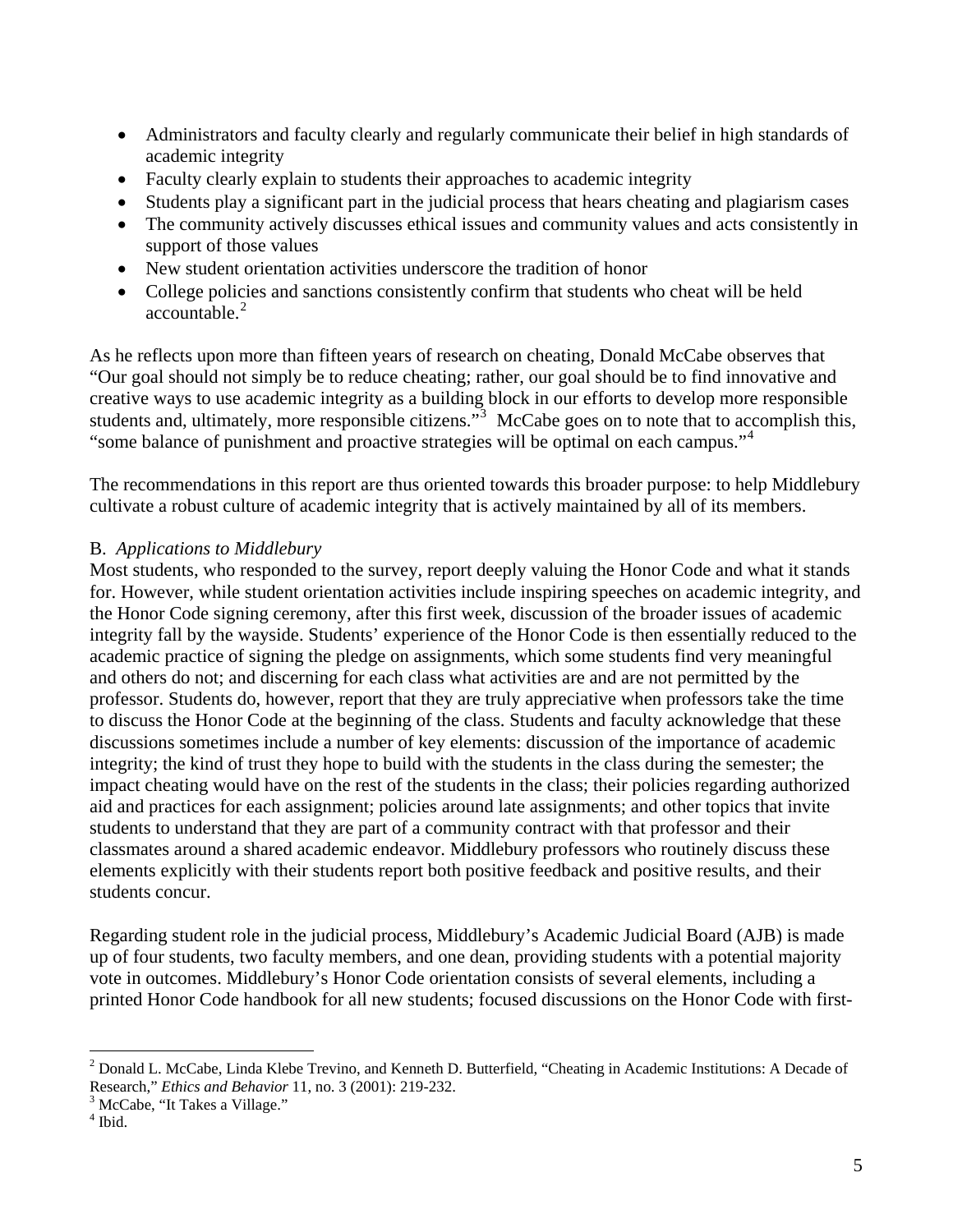- Administrators and faculty clearly and regularly communicate their belief in high standards of academic integrity
- Faculty clearly explain to students their approaches to academic integrity
- Students play a significant part in the judicial process that hears cheating and plagiarism cases
- The community actively discusses ethical issues and community values and acts consistently in support of those values
- New student orientation activities underscore the tradition of honor
- College policies and sanctions consistently confirm that students who cheat will be held accountable.[2]

As he reflects upon more than fifteen years of research on cheating, Donald McCabe observes that "Our goal should not simply be to reduce cheating; rather, our goal should be to find innovative and creative ways to use academic integrity as a building block in our efforts to develop more responsible students and, ultimately, more responsible citizens."[3] McCabe goes on to note that to accomplish this, "some balance of punishment and proactive strategies will be optimal on each campus."[4]

The recommendations in this report are thus oriented towards this broader purpose: to help Middlebury cultivate a robust culture of academic integrity that is actively maintained by all of its members.

B. *Applications to Middlebury*

Most students, who responded to the survey, report deeply valuing the Honor Code and what it stands for. However, while student orientation activities include inspiring speeches on academic integrity, and the Honor Code signing ceremony, after this first week, discussion of the broader issues of academic integrity fall by the wayside. Students' experience of the Honor Code is then essentially reduced to the academic practice of signing the pledge on assignments, which some students find very meaningful and others do not; and discerning for each class what activities are and are not permitted by the professor. Students do, however, report that they are truly appreciative when professors take the time to discuss the Honor Code at the beginning of the class. Students and faculty acknowledge that these discussions sometimes include a number of key elements: discussion of the importance of academic integrity; the kind of trust they hope to build with the students in the class during the semester; the impact cheating would have on the rest of the students in the class; their policies regarding authorized aid and practices for each assignment; policies around late assignments; and other topics that invite students to understand that they are part of a community contract with that professor and their classmates around a shared academic endeavor. Middlebury professors who routinely discuss these elements explicitly with their students report both positive feedback and positive results, and their students concur.

Regarding student role in the judicial process, Middlebury's Academic Judicial Board (AJB) is made up of four students, two faculty members, and one dean, providing students with a potential majority vote in outcomes. Middlebury's Honor Code orientation consists of several elements, including a printed Honor Code handbook for all new students; focused discussions on the Honor Code with first-

---

[2] Donald L. McCabe, Linda Klebe Trevino, and Kenneth D. Butterfield, "Cheating in Academic Institutions: A Decade of Research," *Ethics and Behavior* 11, no. 3 (2001): 219-232.

[3] McCabe, "It Takes a Village."

[4] Ibid.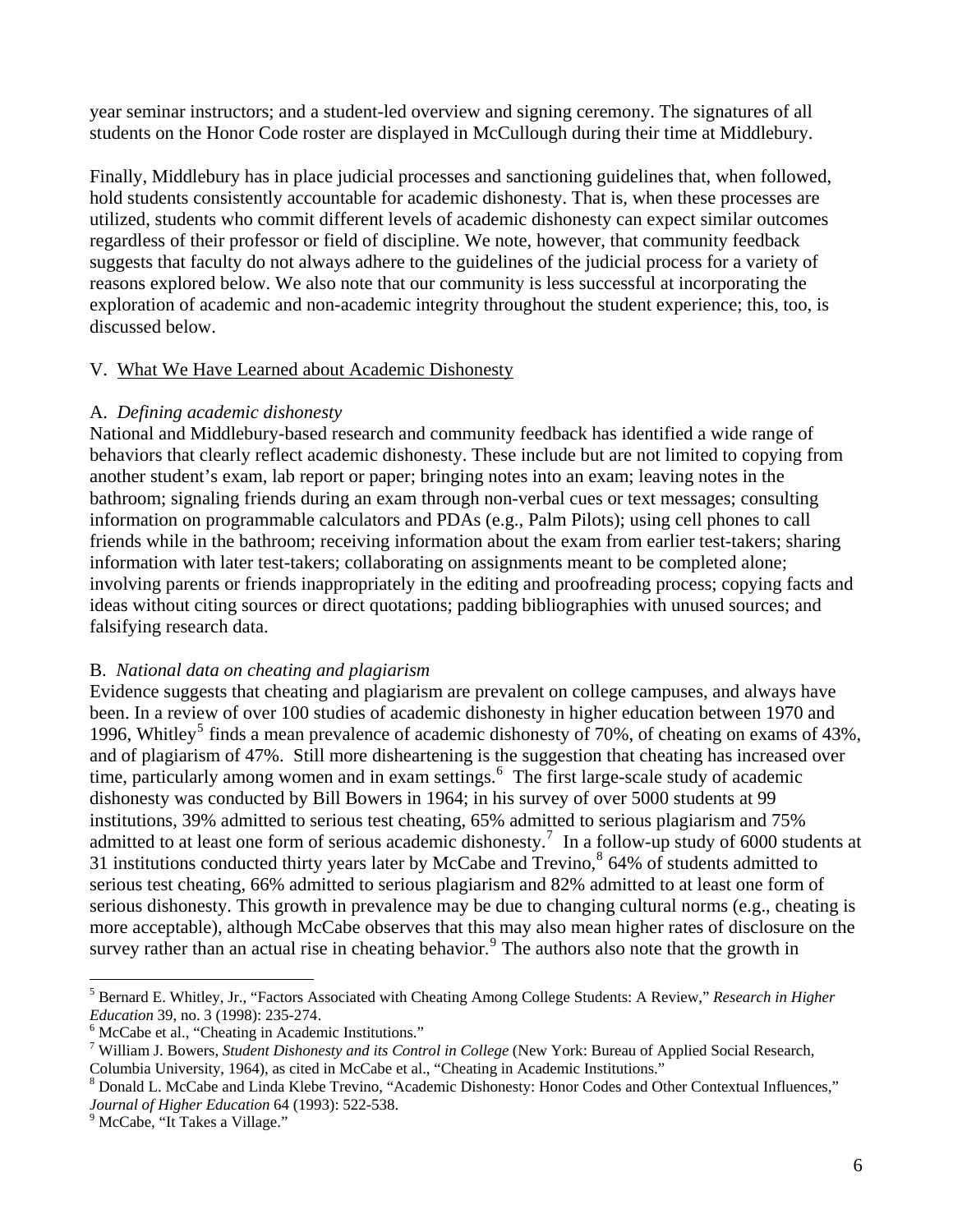year seminar instructors; and a student-led overview and signing ceremony. The signatures of all students on the Honor Code roster are displayed in McCullough during their time at Middlebury.

Finally, Middlebury has in place judicial processes and sanctioning guidelines that, when followed, hold students consistently accountable for academic dishonesty. That is, when these processes are utilized, students who commit different levels of academic dishonesty can expect similar outcomes regardless of their professor or field of discipline. We note, however, that community feedback suggests that faculty do not always adhere to the guidelines of the judicial process for a variety of reasons explored below. We also note that our community is less successful at incorporating the exploration of academic and non-academic integrity throughout the student experience; this, too, is discussed below.

## V. What We Have Learned about Academic Dishonesty

### A. *Defining academic dishonesty*

National and Middlebury-based research and community feedback has identified a wide range of behaviors that clearly reflect academic dishonesty. These include but are not limited to copying from another student's exam, lab report or paper; bringing notes into an exam; leaving notes in the bathroom; signaling friends during an exam through non-verbal cues or text messages; consulting information on programmable calculators and PDAs (e.g., Palm Pilots); using cell phones to call friends while in the bathroom; receiving information about the exam from earlier test-takers; sharing information with later test-takers; collaborating on assignments meant to be completed alone; involving parents or friends inappropriately in the editing and proofreading process; copying facts and ideas without citing sources or direct quotations; padding bibliographies with unused sources; and falsifying research data.

### B. *National data on cheating and plagiarism*

Evidence suggests that cheating and plagiarism are prevalent on college campuses, and always have been. In a review of over 100 studies of academic dishonesty in higher education between 1970 and 1996, Whitley[5] finds a mean prevalence of academic dishonesty of 70%, of cheating on exams of 43%, and of plagiarism of 47%. Still more disheartening is the suggestion that cheating has increased over time, particularly among women and in exam settings.[6] The first large-scale study of academic dishonesty was conducted by Bill Bowers in 1964; in his survey of over 5000 students at 99 institutions, 39% admitted to serious test cheating, 65% admitted to serious plagiarism and 75% admitted to at least one form of serious academic dishonesty.[7] In a follow-up study of 6000 students at 31 institutions conducted thirty years later by McCabe and Trevino,[8] 64% of students admitted to serious test cheating, 66% admitted to serious plagiarism and 82% admitted to at least one form of serious dishonesty. This growth in prevalence may be due to changing cultural norms (e.g., cheating is more acceptable), although McCabe observes that this may also mean higher rates of disclosure on the survey rather than an actual rise in cheating behavior.[9] The authors also note that the growth in

---

[5] Bernard E. Whitley, Jr., "Factors Associated with Cheating Among College Students: A Review," *Research in Higher Education* 39, no. 3 (1998): 235-274.

[6] McCabe et al., "Cheating in Academic Institutions."

[7] William J. Bowers, *Student Dishonesty and its Control in College* (New York: Bureau of Applied Social Research, Columbia University, 1964), as cited in McCabe et al., "Cheating in Academic Institutions."

[8] Donald L. McCabe and Linda Klebe Trevino, "Academic Dishonesty: Honor Codes and Other Contextual Influences," *Journal of Higher Education* 64 (1993): 522-538.

[9] McCabe, "It Takes a Village."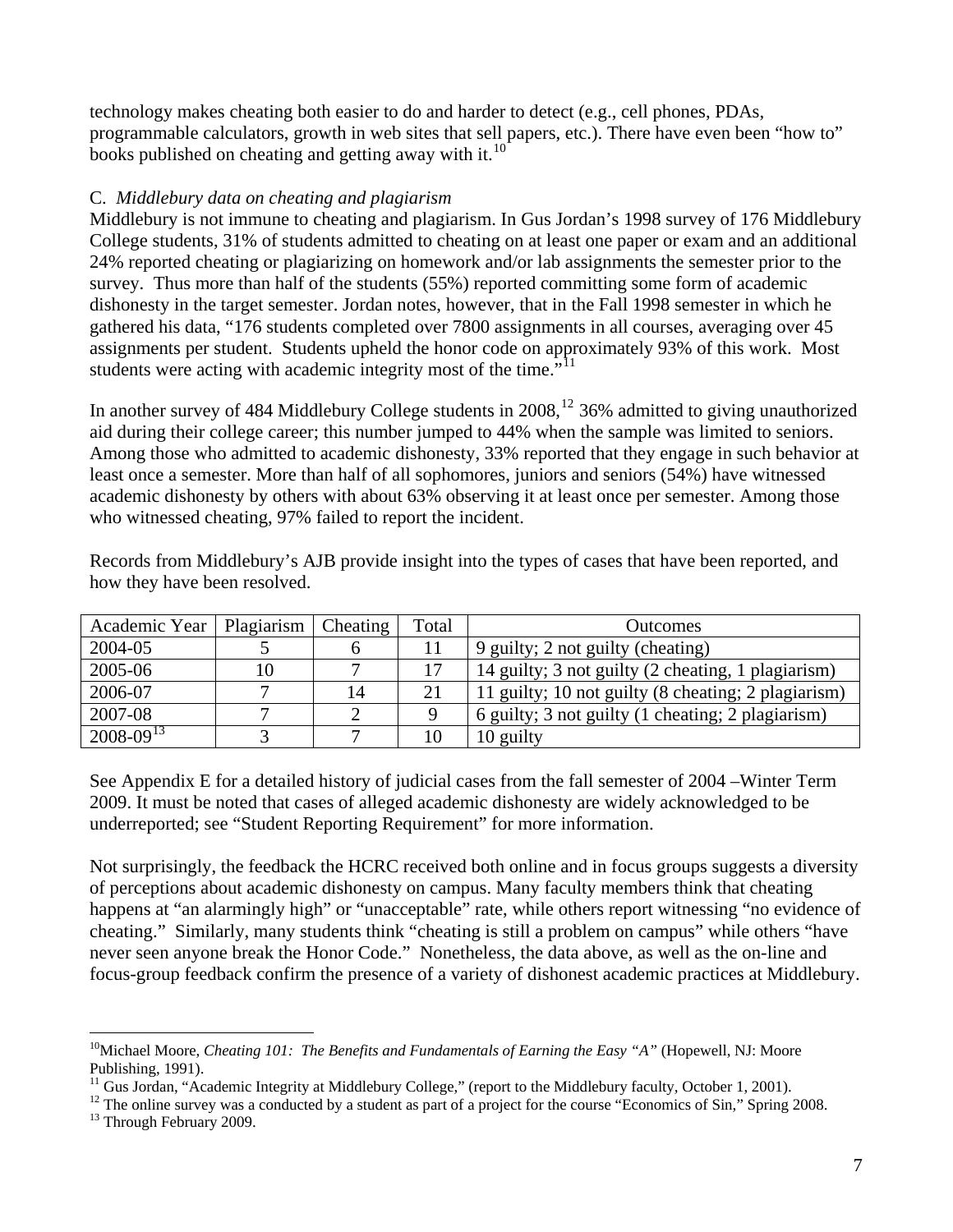technology makes cheating both easier to do and harder to detect (e.g., cell phones, PDAs, programmable calculators, growth in web sites that sell papers, etc.). There have even been "how to" books published on cheating and getting away with it.[10]

C. *Middlebury data on cheating and plagiarism*

Middlebury is not immune to cheating and plagiarism. In Gus Jordan's 1998 survey of 176 Middlebury College students, 31% of students admitted to cheating on at least one paper or exam and an additional 24% reported cheating or plagiarizing on homework and/or lab assignments the semester prior to the survey. Thus more than half of the students (55%) reported committing some form of academic dishonesty in the target semester. Jordan notes, however, that in the Fall 1998 semester in which he gathered his data, "176 students completed over 7800 assignments in all courses, averaging over 45 assignments per student. Students upheld the honor code on approximately 93% of this work. Most students were acting with academic integrity most of the time."[11]

In another survey of 484 Middlebury College students in 2008,[12] 36% admitted to giving unauthorized aid during their college career; this number jumped to 44% when the sample was limited to seniors. Among those who admitted to academic dishonesty, 33% reported that they engage in such behavior at least once a semester. More than half of all sophomores, juniors and seniors (54%) have witnessed academic dishonesty by others with about 63% observing it at least once per semester. Among those who witnessed cheating, 97% failed to report the incident.

Records from Middlebury's AJB provide insight into the types of cases that have been reported, and how they have been resolved.

| Academic Year | Plagiarism | Cheating | Total | Outcomes |
|---|---|---|---|---|
| 2004-05 | 5 | 6 | 11 | 9 guilty; 2 not guilty (cheating) |
| 2005-06 | 10 | 7 | 17 | 14 guilty; 3 not guilty (2 cheating, 1 plagiarism) |
| 2006-07 | 7 | 14 | 21 | 11 guilty; 10 not guilty (8 cheating; 2 plagiarism) |
| 2007-08 | 7 | 2 | 9 | 6 guilty; 3 not guilty (1 cheating; 2 plagiarism) |
| 2008-09[13] | 3 | 7 | 10 | 10 guilty |

See Appendix E for a detailed history of judicial cases from the fall semester of 2004 –Winter Term 2009. It must be noted that cases of alleged academic dishonesty are widely acknowledged to be underreported; see "Student Reporting Requirement" for more information.

Not surprisingly, the feedback the HCRC received both online and in focus groups suggests a diversity of perceptions about academic dishonesty on campus. Many faculty members think that cheating happens at "an alarmingly high" or "unacceptable" rate, while others report witnessing "no evidence of cheating." Similarly, many students think "cheating is still a problem on campus" while others "have never seen anyone break the Honor Code." Nonetheless, the data above, as well as the on-line and focus-group feedback confirm the presence of a variety of dishonest academic practices at Middlebury.

---

[10] Michael Moore, *Cheating 101: The Benefits and Fundamentals of Earning the Easy "A"* (Hopewell, NJ: Moore Publishing, 1991).

[11] Gus Jordan, "Academic Integrity at Middlebury College," (report to the Middlebury faculty, October 1, 2001).

[12] The online survey was a conducted by a student as part of a project for the course "Economics of Sin," Spring 2008.

[13] Through February 2009.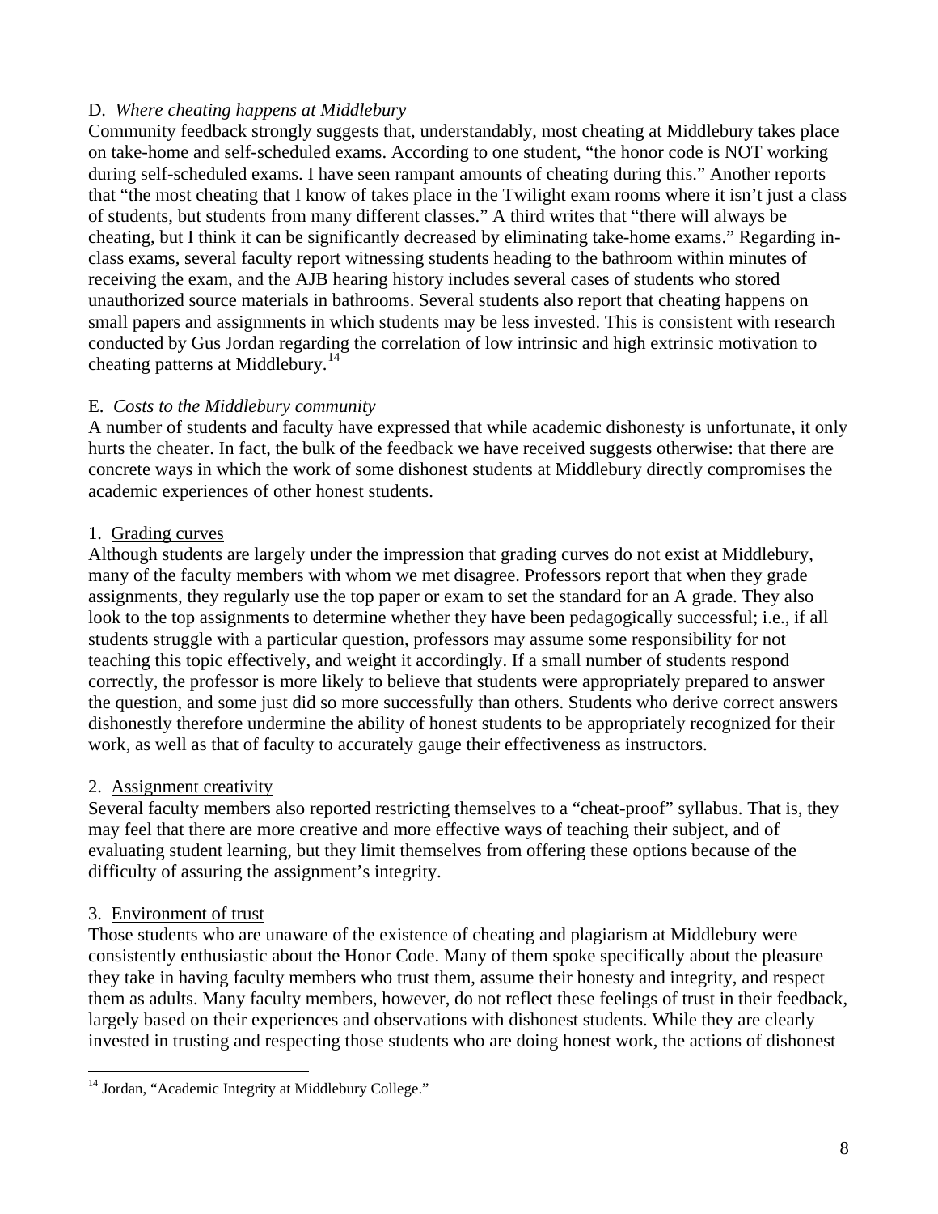D. *Where cheating happens at Middlebury*

Community feedback strongly suggests that, understandably, most cheating at Middlebury takes place on take-home and self-scheduled exams. According to one student, "the honor code is NOT working during self-scheduled exams. I have seen rampant amounts of cheating during this." Another reports that "the most cheating that I know of takes place in the Twilight exam rooms where it isn't just a class of students, but students from many different classes." A third writes that "there will always be cheating, but I think it can be significantly decreased by eliminating take-home exams." Regarding in-class exams, several faculty report witnessing students heading to the bathroom within minutes of receiving the exam, and the AJB hearing history includes several cases of students who stored unauthorized source materials in bathrooms. Several students also report that cheating happens on small papers and assignments in which students may be less invested. This is consistent with research conducted by Gus Jordan regarding the correlation of low intrinsic and high extrinsic motivation to cheating patterns at Middlebury.[14]

E. *Costs to the Middlebury community*

A number of students and faculty have expressed that while academic dishonesty is unfortunate, it only hurts the cheater. In fact, the bulk of the feedback we have received suggests otherwise: that there are concrete ways in which the work of some dishonest students at Middlebury directly compromises the academic experiences of other honest students.

1. Grading curves

Although students are largely under the impression that grading curves do not exist at Middlebury, many of the faculty members with whom we met disagree. Professors report that when they grade assignments, they regularly use the top paper or exam to set the standard for an A grade. They also look to the top assignments to determine whether they have been pedagogically successful; i.e., if all students struggle with a particular question, professors may assume some responsibility for not teaching this topic effectively, and weight it accordingly. If a small number of students respond correctly, the professor is more likely to believe that students were appropriately prepared to answer the question, and some just did so more successfully than others. Students who derive correct answers dishonestly therefore undermine the ability of honest students to be appropriately recognized for their work, as well as that of faculty to accurately gauge their effectiveness as instructors.

2. Assignment creativity

Several faculty members also reported restricting themselves to a "cheat-proof" syllabus. That is, they may feel that there are more creative and more effective ways of teaching their subject, and of evaluating student learning, but they limit themselves from offering these options because of the difficulty of assuring the assignment's integrity.

3. Environment of trust

Those students who are unaware of the existence of cheating and plagiarism at Middlebury were consistently enthusiastic about the Honor Code. Many of them spoke specifically about the pleasure they take in having faculty members who trust them, assume their honesty and integrity, and respect them as adults. Many faculty members, however, do not reflect these feelings of trust in their feedback, largely based on their experiences and observations with dishonest students. While they are clearly invested in trusting and respecting those students who are doing honest work, the actions of dishonest

[14] Jordan, "Academic Integrity at Middlebury College."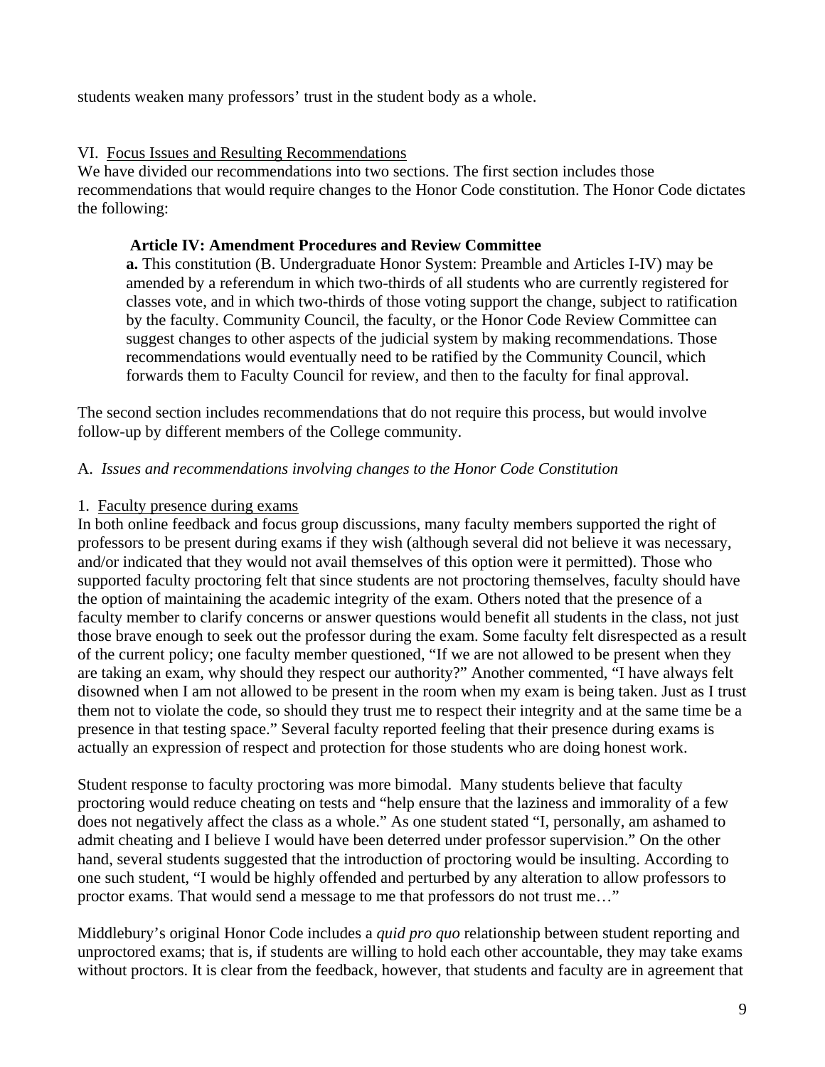students weaken many professors' trust in the student body as a whole.

## VI. Focus Issues and Resulting Recommendations

We have divided our recommendations into two sections. The first section includes those recommendations that would require changes to the Honor Code constitution. The Honor Code dictates the following:

> **Article IV: Amendment Procedures and Review Committee**
>
> **a.** This constitution (B. Undergraduate Honor System: Preamble and Articles I-IV) may be amended by a referendum in which two-thirds of all students who are currently registered for classes vote, and in which two-thirds of those voting support the change, subject to ratification by the faculty. Community Council, the faculty, or the Honor Code Review Committee can suggest changes to other aspects of the judicial system by making recommendations. Those recommendations would eventually need to be ratified by the Community Council, which forwards them to Faculty Council for review, and then to the faculty for final approval.

The second section includes recommendations that do not require this process, but would involve follow-up by different members of the College community.

### A. *Issues and recommendations involving changes to the Honor Code Constitution*

#### 1. Faculty presence during exams

In both online feedback and focus group discussions, many faculty members supported the right of professors to be present during exams if they wish (although several did not believe it was necessary, and/or indicated that they would not avail themselves of this option were it permitted). Those who supported faculty proctoring felt that since students are not proctoring themselves, faculty should have the option of maintaining the academic integrity of the exam. Others noted that the presence of a faculty member to clarify concerns or answer questions would benefit all students in the class, not just those brave enough to seek out the professor during the exam. Some faculty felt disrespected as a result of the current policy; one faculty member questioned, "If we are not allowed to be present when they are taking an exam, why should they respect our authority?" Another commented, "I have always felt disowned when I am not allowed to be present in the room when my exam is being taken. Just as I trust them not to violate the code, so should they trust me to respect their integrity and at the same time be a presence in that testing space." Several faculty reported feeling that their presence during exams is actually an expression of respect and protection for those students who are doing honest work.

Student response to faculty proctoring was more bimodal. Many students believe that faculty proctoring would reduce cheating on tests and "help ensure that the laziness and immorality of a few does not negatively affect the class as a whole." As one student stated "I, personally, am ashamed to admit cheating and I believe I would have been deterred under professor supervision." On the other hand, several students suggested that the introduction of proctoring would be insulting. According to one such student, "I would be highly offended and perturbed by any alteration to allow professors to proctor exams. That would send a message to me that professors do not trust me…"

Middlebury's original Honor Code includes a *quid pro quo* relationship between student reporting and unproctored exams; that is, if students are willing to hold each other accountable, they may take exams without proctors. It is clear from the feedback, however, that students and faculty are in agreement that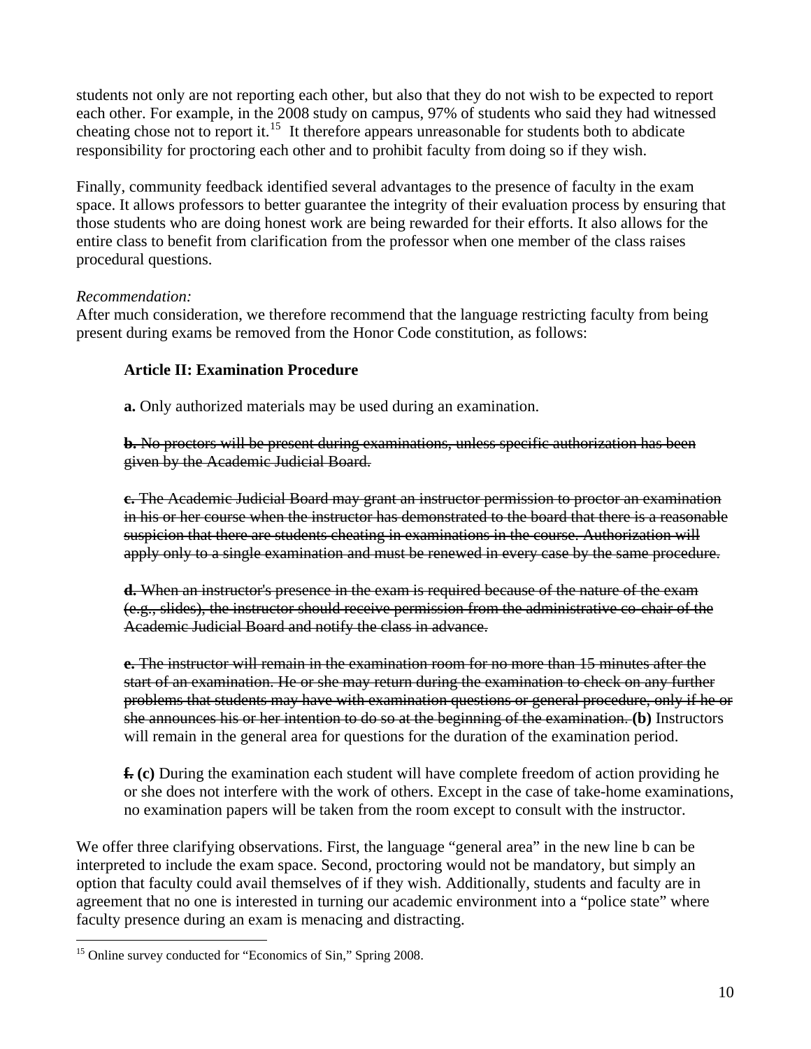students not only are not reporting each other, but also that they do not wish to be expected to report each other. For example, in the 2008 study on campus, 97% of students who said they had witnessed cheating chose not to report it.[15] It therefore appears unreasonable for students both to abdicate responsibility for proctoring each other and to prohibit faculty from doing so if they wish.

Finally, community feedback identified several advantages to the presence of faculty in the exam space. It allows professors to better guarantee the integrity of their evaluation process by ensuring that those students who are doing honest work are being rewarded for their efforts. It also allows for the entire class to benefit from clarification from the professor when one member of the class raises procedural questions.

*Recommendation:*
After much consideration, we therefore recommend that the language restricting faculty from being present during exams be removed from the Honor Code constitution, as follows:

> **Article II: Examination Procedure**
>
> **a.** Only authorized materials may be used during an examination.
>
> ~~**b.** No proctors will be present during examinations, unless specific authorization has been given by the Academic Judicial Board.~~
>
> ~~**c.** The Academic Judicial Board may grant an instructor permission to proctor an examination in his or her course when the instructor has demonstrated to the board that there is a reasonable suspicion that there are students cheating in examinations in the course. Authorization will apply only to a single examination and must be renewed in every case by the same procedure.~~
>
> ~~**d.** When an instructor's presence in the exam is required because of the nature of the exam (e.g., slides), the instructor should receive permission from the administrative co-chair of the Academic Judicial Board and notify the class in advance.~~
>
> ~~**e.** The instructor will remain in the examination room for no more than 15 minutes after the start of an examination. He or she may return during the examination to check on any further problems that students may have with examination questions or general procedure, only if he or she announces his or her intention to do so at the beginning of the examination.~~ **(b)** Instructors will remain in the general area for questions for the duration of the examination period.
>
> ~~**f.**~~ **(c)** During the examination each student will have complete freedom of action providing he or she does not interfere with the work of others. Except in the case of take-home examinations, no examination papers will be taken from the room except to consult with the instructor.

We offer three clarifying observations. First, the language "general area" in the new line b can be interpreted to include the exam space. Second, proctoring would not be mandatory, but simply an option that faculty could avail themselves of if they wish. Additionally, students and faculty are in agreement that no one is interested in turning our academic environment into a "police state" where faculty presence during an exam is menacing and distracting.

---

[15] Online survey conducted for "Economics of Sin," Spring 2008.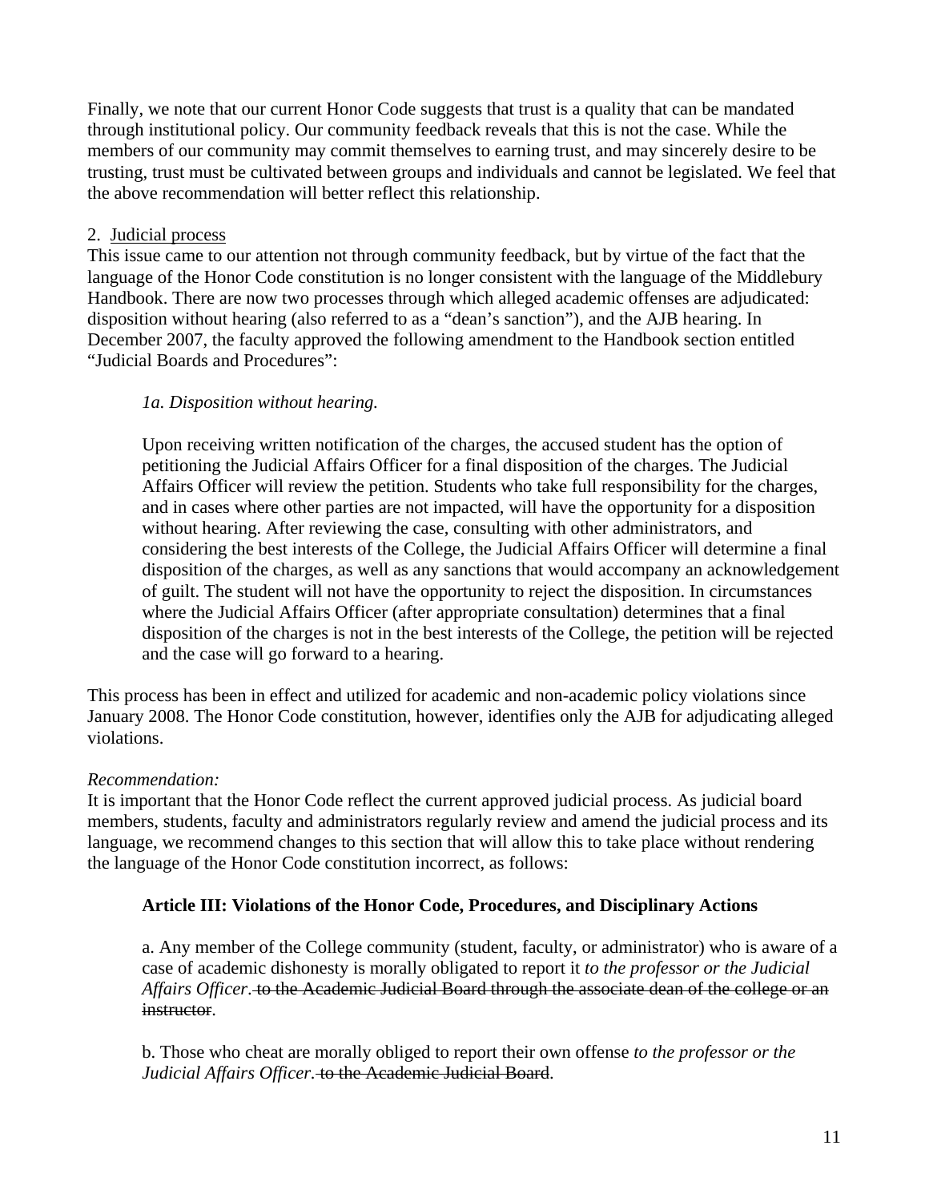Finally, we note that our current Honor Code suggests that trust is a quality that can be mandated through institutional policy. Our community feedback reveals that this is not the case. While the members of our community may commit themselves to earning trust, and may sincerely desire to be trusting, trust must be cultivated between groups and individuals and cannot be legislated. We feel that the above recommendation will better reflect this relationship.

2. <u>Judicial process</u>

This issue came to our attention not through community feedback, but by virtue of the fact that the language of the Honor Code constitution is no longer consistent with the language of the Middlebury Handbook. There are now two processes through which alleged academic offenses are adjudicated: disposition without hearing (also referred to as a "dean's sanction"), and the AJB hearing. In December 2007, the faculty approved the following amendment to the Handbook section entitled "Judicial Boards and Procedures":

> *1a. Disposition without hearing.*
>
> Upon receiving written notification of the charges, the accused student has the option of petitioning the Judicial Affairs Officer for a final disposition of the charges. The Judicial Affairs Officer will review the petition. Students who take full responsibility for the charges, and in cases where other parties are not impacted, will have the opportunity for a disposition without hearing. After reviewing the case, consulting with other administrators, and considering the best interests of the College, the Judicial Affairs Officer will determine a final disposition of the charges, as well as any sanctions that would accompany an acknowledgement of guilt. The student will not have the opportunity to reject the disposition. In circumstances where the Judicial Affairs Officer (after appropriate consultation) determines that a final disposition of the charges is not in the best interests of the College, the petition will be rejected and the case will go forward to a hearing.

This process has been in effect and utilized for academic and non-academic policy violations since January 2008. The Honor Code constitution, however, identifies only the AJB for adjudicating alleged violations.

*Recommendation:*

It is important that the Honor Code reflect the current approved judicial process. As judicial board members, students, faculty and administrators regularly review and amend the judicial process and its language, we recommend changes to this section that will allow this to take place without rendering the language of the Honor Code constitution incorrect, as follows:

> **Article III: Violations of the Honor Code, Procedures, and Disciplinary Actions**
>
> a. Any member of the College community (student, faculty, or administrator) who is aware of a case of academic dishonesty is morally obligated to report it *to the professor or the Judicial Affairs Officer*. ~~to the Academic Judicial Board through the associate dean of the college or an instructor~~.
>
> b. Those who cheat are morally obliged to report their own offense *to the professor or the Judicial Affairs Officer*. ~~to the Academic Judicial Board~~.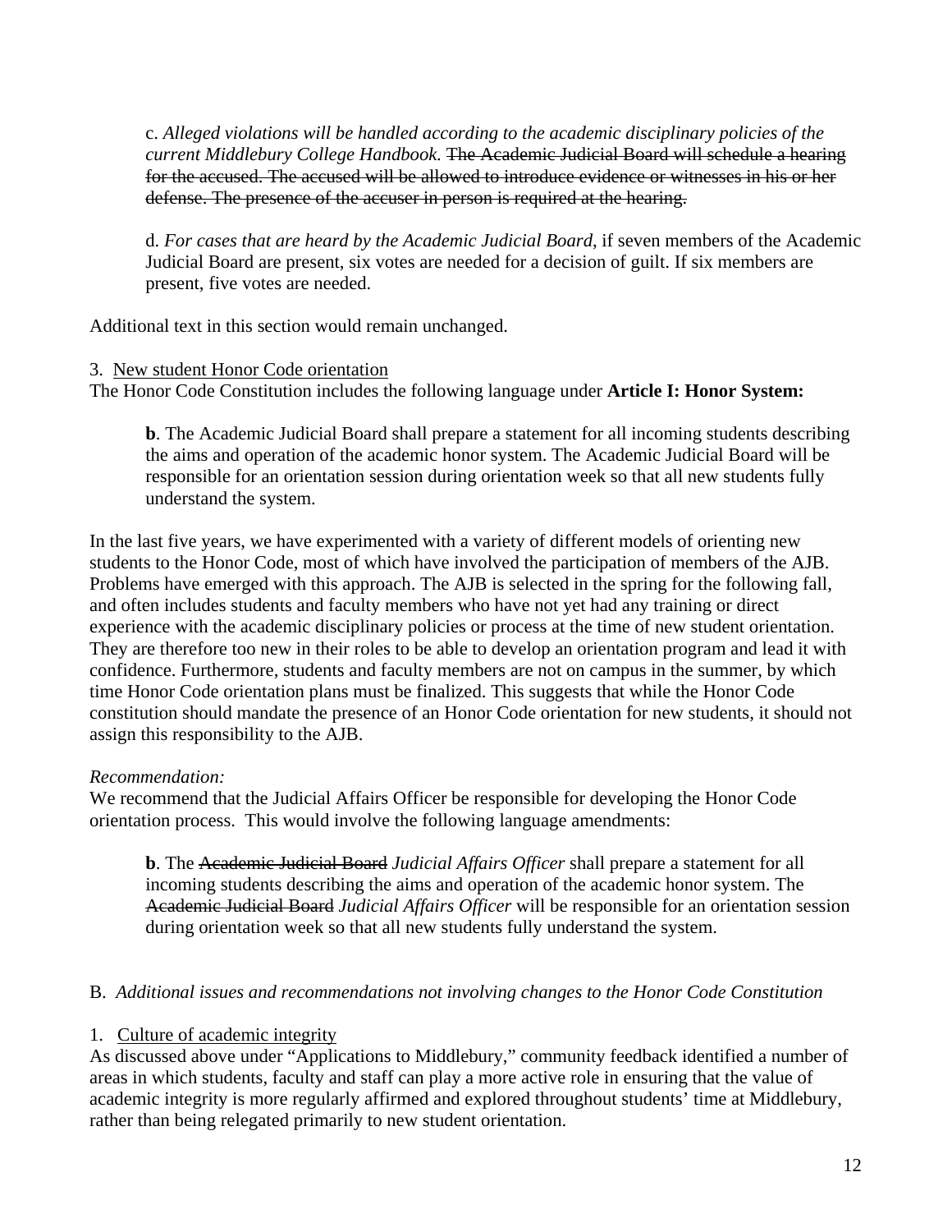c. *Alleged violations will be handled according to the academic disciplinary policies of the current Middlebury College Handbook.* ~~The Academic Judicial Board will schedule a hearing for the accused. The accused will be allowed to introduce evidence or witnesses in his or her defense. The presence of the accuser in person is required at the hearing.~~

d. *For cases that are heard by the Academic Judicial Board*, if seven members of the Academic Judicial Board are present, six votes are needed for a decision of guilt. If six members are present, five votes are needed.

Additional text in this section would remain unchanged.

3. <u>New student Honor Code orientation</u>

The Honor Code Constitution includes the following language under **Article I: Honor System:**

**b**. The Academic Judicial Board shall prepare a statement for all incoming students describing the aims and operation of the academic honor system. The Academic Judicial Board will be responsible for an orientation session during orientation week so that all new students fully understand the system.

In the last five years, we have experimented with a variety of different models of orienting new students to the Honor Code, most of which have involved the participation of members of the AJB. Problems have emerged with this approach. The AJB is selected in the spring for the following fall, and often includes students and faculty members who have not yet had any training or direct experience with the academic disciplinary policies or process at the time of new student orientation. They are therefore too new in their roles to be able to develop an orientation program and lead it with confidence. Furthermore, students and faculty members are not on campus in the summer, by which time Honor Code orientation plans must be finalized. This suggests that while the Honor Code constitution should mandate the presence of an Honor Code orientation for new students, it should not assign this responsibility to the AJB.

*Recommendation:*

We recommend that the Judicial Affairs Officer be responsible for developing the Honor Code orientation process. This would involve the following language amendments:

**b**. The ~~Academic Judicial Board~~ *Judicial Affairs Officer* shall prepare a statement for all incoming students describing the aims and operation of the academic honor system. The ~~Academic Judicial Board~~ *Judicial Affairs Officer* will be responsible for an orientation session during orientation week so that all new students fully understand the system.

B. *Additional issues and recommendations not involving changes to the Honor Code Constitution*

1. <u>Culture of academic integrity</u>

As discussed above under "Applications to Middlebury," community feedback identified a number of areas in which students, faculty and staff can play a more active role in ensuring that the value of academic integrity is more regularly affirmed and explored throughout students' time at Middlebury, rather than being relegated primarily to new student orientation.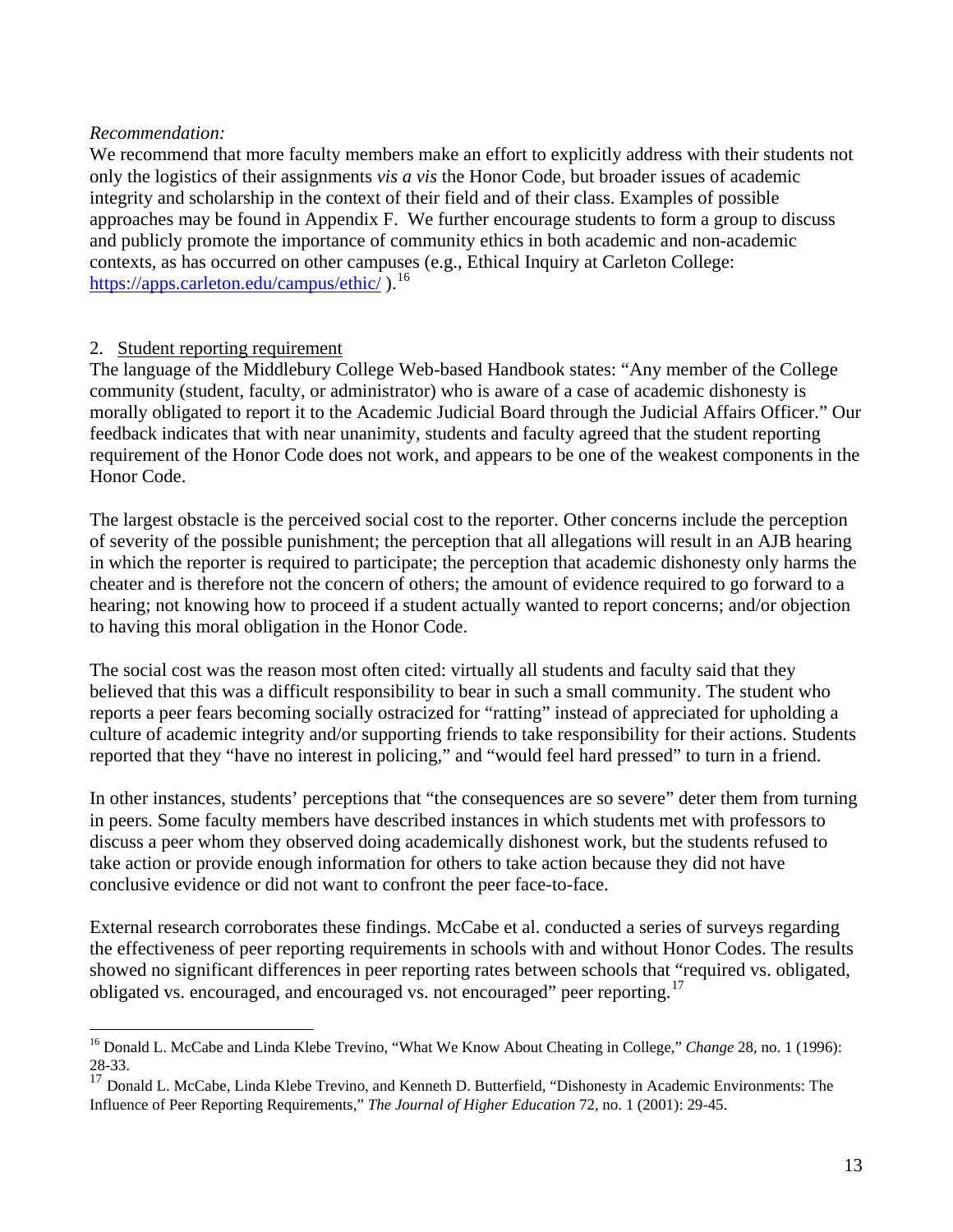*Recommendation:*
We recommend that more faculty members make an effort to explicitly address with their students not only the logistics of their assignments *vis a vis* the Honor Code, but broader issues of academic integrity and scholarship in the context of their field and of their class. Examples of possible approaches may be found in Appendix F. We further encourage students to form a group to discuss and publicly promote the importance of community ethics in both academic and non-academic contexts, as has occurred on other campuses (e.g., Ethical Inquiry at Carleton College: [https://apps.carleton.edu/campus/ethic/](https://apps.carleton.edu/campus/ethic/) ).[16]

2. Student reporting requirement

The language of the Middlebury College Web-based Handbook states: "Any member of the College community (student, faculty, or administrator) who is aware of a case of academic dishonesty is morally obligated to report it to the Academic Judicial Board through the Judicial Affairs Officer." Our feedback indicates that with near unanimity, students and faculty agreed that the student reporting requirement of the Honor Code does not work, and appears to be one of the weakest components in the Honor Code.

The largest obstacle is the perceived social cost to the reporter. Other concerns include the perception of severity of the possible punishment; the perception that all allegations will result in an AJB hearing in which the reporter is required to participate; the perception that academic dishonesty only harms the cheater and is therefore not the concern of others; the amount of evidence required to go forward to a hearing; not knowing how to proceed if a student actually wanted to report concerns; and/or objection to having this moral obligation in the Honor Code.

The social cost was the reason most often cited: virtually all students and faculty said that they believed that this was a difficult responsibility to bear in such a small community. The student who reports a peer fears becoming socially ostracized for "ratting" instead of appreciated for upholding a culture of academic integrity and/or supporting friends to take responsibility for their actions. Students reported that they "have no interest in policing," and "would feel hard pressed" to turn in a friend.

In other instances, students' perceptions that "the consequences are so severe" deter them from turning in peers. Some faculty members have described instances in which students met with professors to discuss a peer whom they observed doing academically dishonest work, but the students refused to take action or provide enough information for others to take action because they did not have conclusive evidence or did not want to confront the peer face-to-face.

External research corroborates these findings. McCabe et al. conducted a series of surveys regarding the effectiveness of peer reporting requirements in schools with and without Honor Codes. The results showed no significant differences in peer reporting rates between schools that "required vs. obligated, obligated vs. encouraged, and encouraged vs. not encouraged" peer reporting.[17]

---

[16] Donald L. McCabe and Linda Klebe Trevino, "What We Know About Cheating in College," *Change* 28, no. 1 (1996): 28-33.

[17] Donald L. McCabe, Linda Klebe Trevino, and Kenneth D. Butterfield, "Dishonesty in Academic Environments: The Influence of Peer Reporting Requirements," *The Journal of Higher Education* 72, no. 1 (2001): 29-45.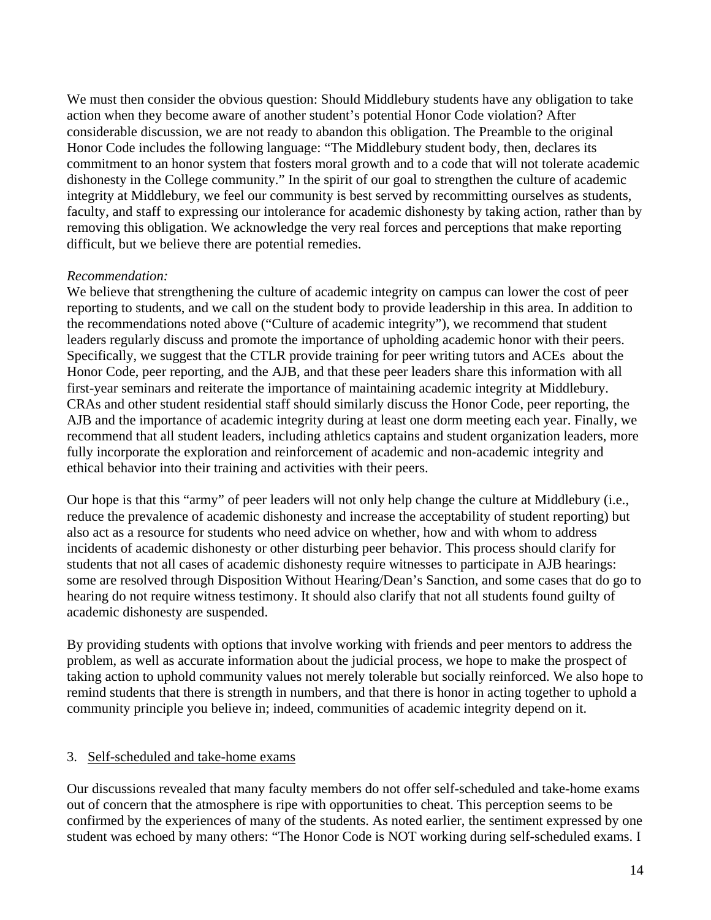We must then consider the obvious question: Should Middlebury students have any obligation to take action when they become aware of another student's potential Honor Code violation? After considerable discussion, we are not ready to abandon this obligation. The Preamble to the original Honor Code includes the following language: "The Middlebury student body, then, declares its commitment to an honor system that fosters moral growth and to a code that will not tolerate academic dishonesty in the College community." In the spirit of our goal to strengthen the culture of academic integrity at Middlebury, we feel our community is best served by recommitting ourselves as students, faculty, and staff to expressing our intolerance for academic dishonesty by taking action, rather than by removing this obligation. We acknowledge the very real forces and perceptions that make reporting difficult, but we believe there are potential remedies.

*Recommendation:*
We believe that strengthening the culture of academic integrity on campus can lower the cost of peer reporting to students, and we call on the student body to provide leadership in this area. In addition to the recommendations noted above ("Culture of academic integrity"), we recommend that student leaders regularly discuss and promote the importance of upholding academic honor with their peers. Specifically, we suggest that the CTLR provide training for peer writing tutors and ACEs about the Honor Code, peer reporting, and the AJB, and that these peer leaders share this information with all first-year seminars and reiterate the importance of maintaining academic integrity at Middlebury. CRAs and other student residential staff should similarly discuss the Honor Code, peer reporting, the AJB and the importance of academic integrity during at least one dorm meeting each year. Finally, we recommend that all student leaders, including athletics captains and student organization leaders, more fully incorporate the exploration and reinforcement of academic and non-academic integrity and ethical behavior into their training and activities with their peers.

Our hope is that this "army" of peer leaders will not only help change the culture at Middlebury (i.e., reduce the prevalence of academic dishonesty and increase the acceptability of student reporting) but also act as a resource for students who need advice on whether, how and with whom to address incidents of academic dishonesty or other disturbing peer behavior. This process should clarify for students that not all cases of academic dishonesty require witnesses to participate in AJB hearings: some are resolved through Disposition Without Hearing/Dean's Sanction, and some cases that do go to hearing do not require witness testimony. It should also clarify that not all students found guilty of academic dishonesty are suspended.

By providing students with options that involve working with friends and peer mentors to address the problem, as well as accurate information about the judicial process, we hope to make the prospect of taking action to uphold community values not merely tolerable but socially reinforced. We also hope to remind students that there is strength in numbers, and that there is honor in acting together to uphold a community principle you believe in; indeed, communities of academic integrity depend on it.

3. Self-scheduled and take-home exams

Our discussions revealed that many faculty members do not offer self-scheduled and take-home exams out of concern that the atmosphere is ripe with opportunities to cheat. This perception seems to be confirmed by the experiences of many of the students. As noted earlier, the sentiment expressed by one student was echoed by many others: "The Honor Code is NOT working during self-scheduled exams. I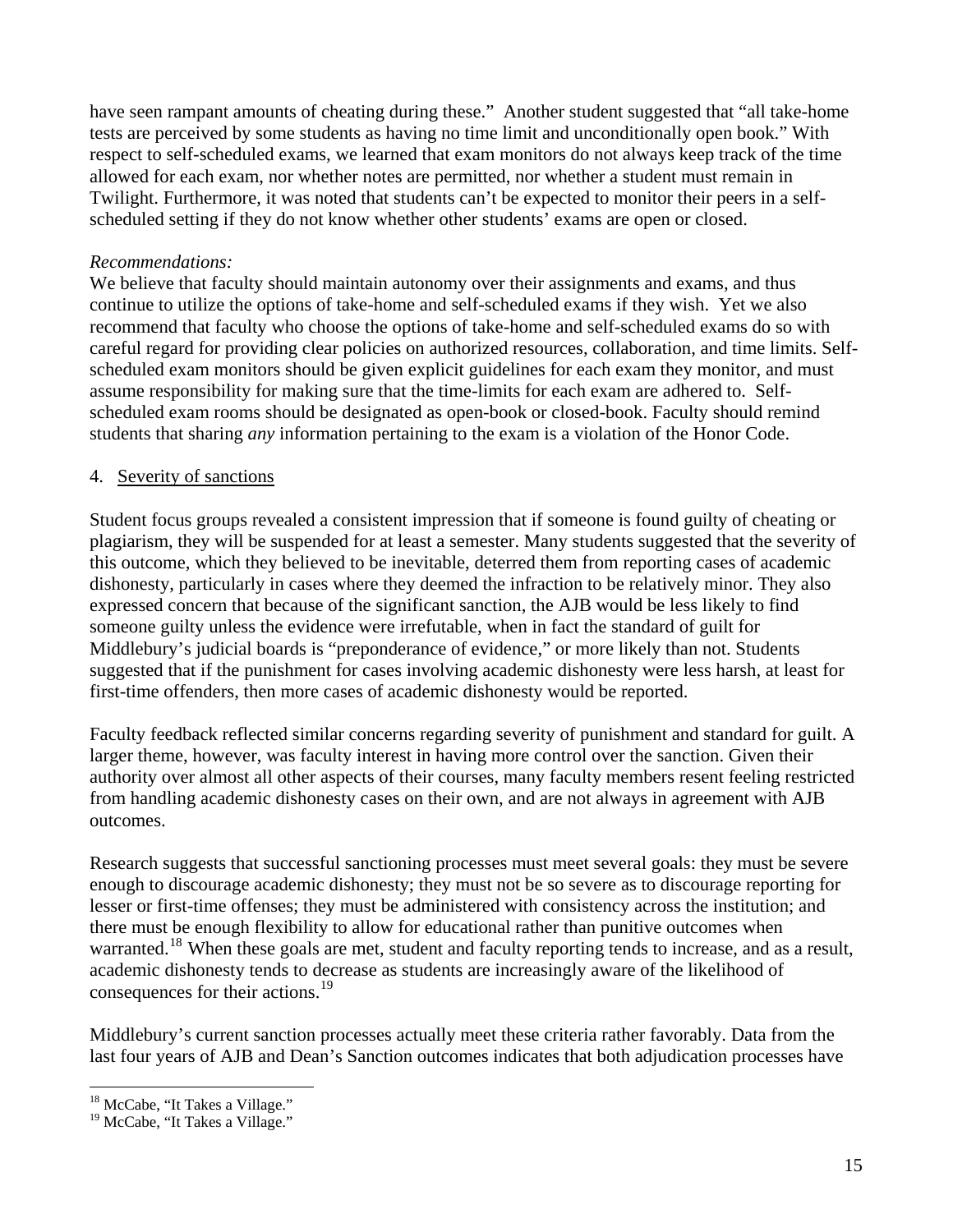have seen rampant amounts of cheating during these." Another student suggested that "all take-home tests are perceived by some students as having no time limit and unconditionally open book." With respect to self-scheduled exams, we learned that exam monitors do not always keep track of the time allowed for each exam, nor whether notes are permitted, nor whether a student must remain in Twilight. Furthermore, it was noted that students can't be expected to monitor their peers in a self-scheduled setting if they do not know whether other students' exams are open or closed.

*Recommendations:*

We believe that faculty should maintain autonomy over their assignments and exams, and thus continue to utilize the options of take-home and self-scheduled exams if they wish. Yet we also recommend that faculty who choose the options of take-home and self-scheduled exams do so with careful regard for providing clear policies on authorized resources, collaboration, and time limits. Self-scheduled exam monitors should be given explicit guidelines for each exam they monitor, and must assume responsibility for making sure that the time-limits for each exam are adhered to. Self-scheduled exam rooms should be designated as open-book or closed-book. Faculty should remind students that sharing *any* information pertaining to the exam is a violation of the Honor Code.

4. <u>Severity of sanctions</u>

Student focus groups revealed a consistent impression that if someone is found guilty of cheating or plagiarism, they will be suspended for at least a semester. Many students suggested that the severity of this outcome, which they believed to be inevitable, deterred them from reporting cases of academic dishonesty, particularly in cases where they deemed the infraction to be relatively minor. They also expressed concern that because of the significant sanction, the AJB would be less likely to find someone guilty unless the evidence were irrefutable, when in fact the standard of guilt for Middlebury's judicial boards is "preponderance of evidence," or more likely than not. Students suggested that if the punishment for cases involving academic dishonesty were less harsh, at least for first-time offenders, then more cases of academic dishonesty would be reported.

Faculty feedback reflected similar concerns regarding severity of punishment and standard for guilt. A larger theme, however, was faculty interest in having more control over the sanction. Given their authority over almost all other aspects of their courses, many faculty members resent feeling restricted from handling academic dishonesty cases on their own, and are not always in agreement with AJB outcomes.

Research suggests that successful sanctioning processes must meet several goals: they must be severe enough to discourage academic dishonesty; they must not be so severe as to discourage reporting for lesser or first-time offenses; they must be administered with consistency across the institution; and there must be enough flexibility to allow for educational rather than punitive outcomes when warranted.[18] When these goals are met, student and faculty reporting tends to increase, and as a result, academic dishonesty tends to decrease as students are increasingly aware of the likelihood of consequences for their actions.[19]

Middlebury's current sanction processes actually meet these criteria rather favorably. Data from the last four years of AJB and Dean's Sanction outcomes indicates that both adjudication processes have

[18] McCabe, "It Takes a Village."
[19] McCabe, "It Takes a Village."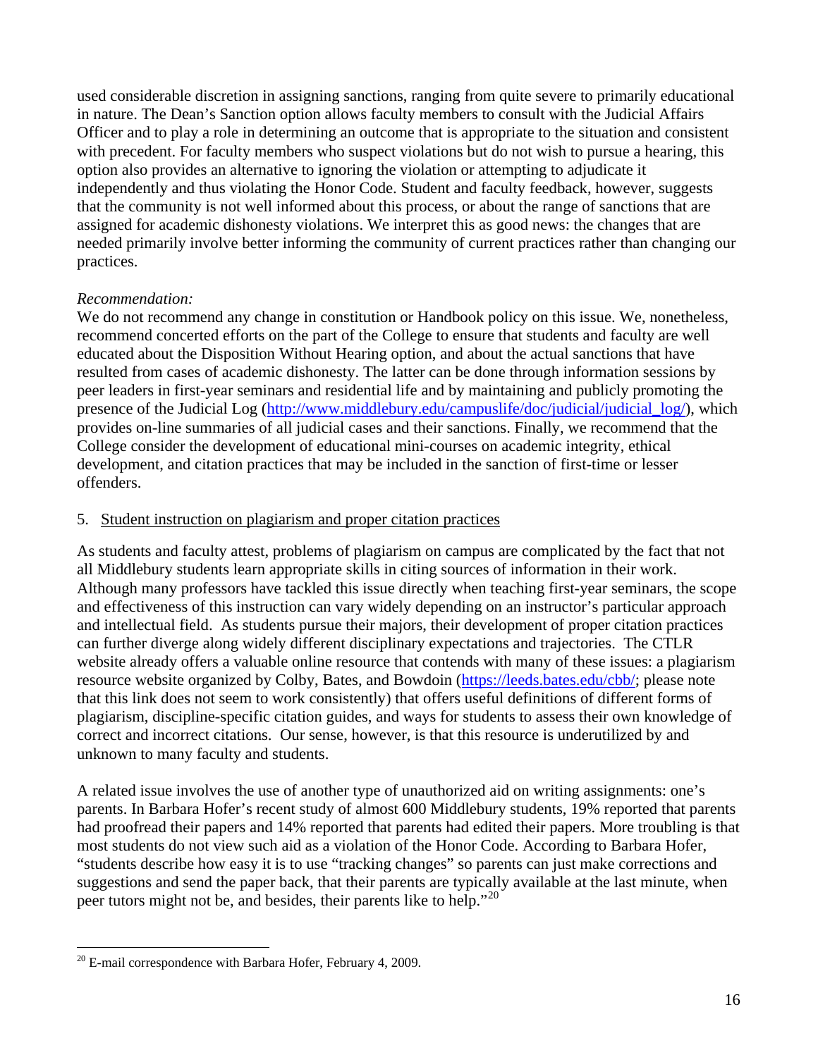used considerable discretion in assigning sanctions, ranging from quite severe to primarily educational in nature. The Dean's Sanction option allows faculty members to consult with the Judicial Affairs Officer and to play a role in determining an outcome that is appropriate to the situation and consistent with precedent. For faculty members who suspect violations but do not wish to pursue a hearing, this option also provides an alternative to ignoring the violation or attempting to adjudicate it independently and thus violating the Honor Code. Student and faculty feedback, however, suggests that the community is not well informed about this process, or about the range of sanctions that are assigned for academic dishonesty violations. We interpret this as good news: the changes that are needed primarily involve better informing the community of current practices rather than changing our practices.

*Recommendation:*
We do not recommend any change in constitution or Handbook policy on this issue. We, nonetheless, recommend concerted efforts on the part of the College to ensure that students and faculty are well educated about the Disposition Without Hearing option, and about the actual sanctions that have resulted from cases of academic dishonesty. The latter can be done through information sessions by peer leaders in first-year seminars and residential life and by maintaining and publicly promoting the presence of the Judicial Log (http://www.middlebury.edu/campuslife/doc/judicial/judicial_log/), which provides on-line summaries of all judicial cases and their sanctions. Finally, we recommend that the College consider the development of educational mini-courses on academic integrity, ethical development, and citation practices that may be included in the sanction of first-time or lesser offenders.

5. Student instruction on plagiarism and proper citation practices

As students and faculty attest, problems of plagiarism on campus are complicated by the fact that not all Middlebury students learn appropriate skills in citing sources of information in their work. Although many professors have tackled this issue directly when teaching first-year seminars, the scope and effectiveness of this instruction can vary widely depending on an instructor's particular approach and intellectual field. As students pursue their majors, their development of proper citation practices can further diverge along widely different disciplinary expectations and trajectories. The CTLR website already offers a valuable online resource that contends with many of these issues: a plagiarism resource website organized by Colby, Bates, and Bowdoin (https://leeds.bates.edu/cbb/; please note that this link does not seem to work consistently) that offers useful definitions of different forms of plagiarism, discipline-specific citation guides, and ways for students to assess their own knowledge of correct and incorrect citations. Our sense, however, is that this resource is underutilized by and unknown to many faculty and students.

A related issue involves the use of another type of unauthorized aid on writing assignments: one's parents. In Barbara Hofer's recent study of almost 600 Middlebury students, 19% reported that parents had proofread their papers and 14% reported that parents had edited their papers. More troubling is that most students do not view such aid as a violation of the Honor Code. According to Barbara Hofer, "students describe how easy it is to use "tracking changes" so parents can just make corrections and suggestions and send the paper back, that their parents are typically available at the last minute, when peer tutors might not be, and besides, their parents like to help."[20]

[20] E-mail correspondence with Barbara Hofer, February 4, 2009.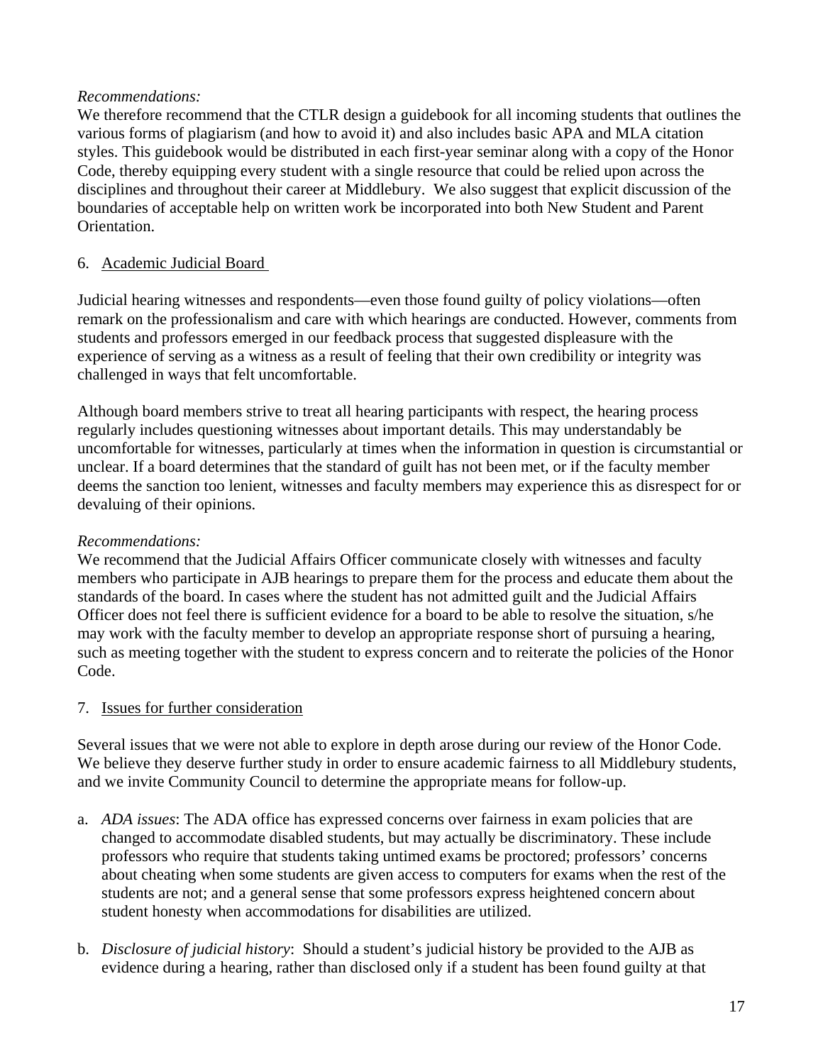*Recommendations:*
We therefore recommend that the CTLR design a guidebook for all incoming students that outlines the various forms of plagiarism (and how to avoid it) and also includes basic APA and MLA citation styles. This guidebook would be distributed in each first-year seminar along with a copy of the Honor Code, thereby equipping every student with a single resource that could be relied upon across the disciplines and throughout their career at Middlebury. We also suggest that explicit discussion of the boundaries of acceptable help on written work be incorporated into both New Student and Parent Orientation.

6. <u>Academic Judicial Board</u>

Judicial hearing witnesses and respondents—even those found guilty of policy violations—often remark on the professionalism and care with which hearings are conducted. However, comments from students and professors emerged in our feedback process that suggested displeasure with the experience of serving as a witness as a result of feeling that their own credibility or integrity was challenged in ways that felt uncomfortable.

Although board members strive to treat all hearing participants with respect, the hearing process regularly includes questioning witnesses about important details. This may understandably be uncomfortable for witnesses, particularly at times when the information in question is circumstantial or unclear. If a board determines that the standard of guilt has not been met, or if the faculty member deems the sanction too lenient, witnesses and faculty members may experience this as disrespect for or devaluing of their opinions.

*Recommendations:*
We recommend that the Judicial Affairs Officer communicate closely with witnesses and faculty members who participate in AJB hearings to prepare them for the process and educate them about the standards of the board. In cases where the student has not admitted guilt and the Judicial Affairs Officer does not feel there is sufficient evidence for a board to be able to resolve the situation, s/he may work with the faculty member to develop an appropriate response short of pursuing a hearing, such as meeting together with the student to express concern and to reiterate the policies of the Honor Code.

7. <u>Issues for further consideration</u>

Several issues that we were not able to explore in depth arose during our review of the Honor Code. We believe they deserve further study in order to ensure academic fairness to all Middlebury students, and we invite Community Council to determine the appropriate means for follow-up.

a. *ADA issues*: The ADA office has expressed concerns over fairness in exam policies that are changed to accommodate disabled students, but may actually be discriminatory. These include professors who require that students taking untimed exams be proctored; professors' concerns about cheating when some students are given access to computers for exams when the rest of the students are not; and a general sense that some professors express heightened concern about student honesty when accommodations for disabilities are utilized.

b. *Disclosure of judicial history*: Should a student's judicial history be provided to the AJB as evidence during a hearing, rather than disclosed only if a student has been found guilty at that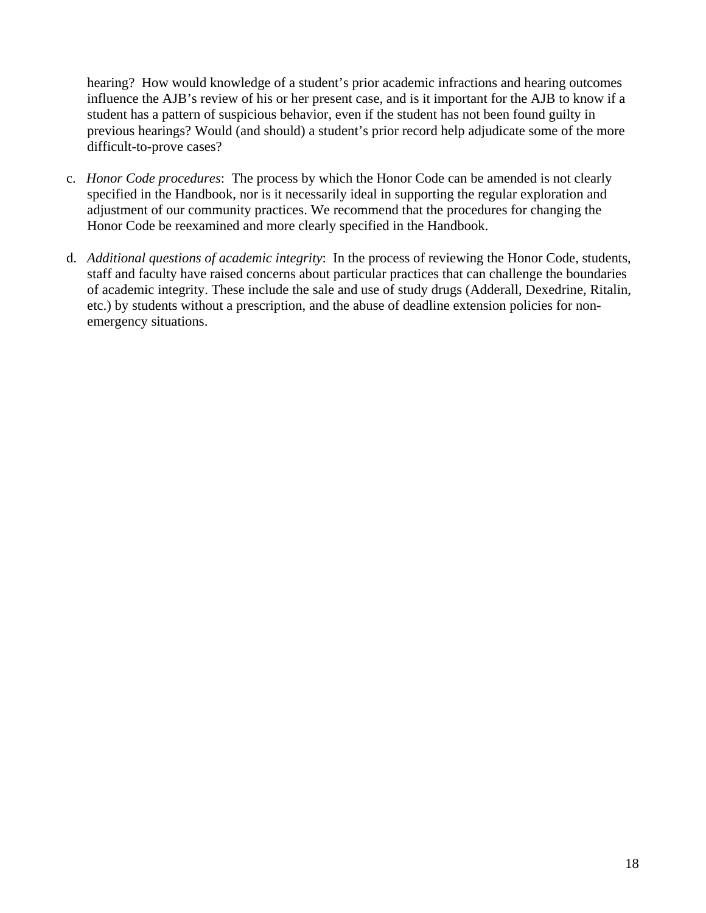hearing? How would knowledge of a student's prior academic infractions and hearing outcomes influence the AJB's review of his or her present case, and is it important for the AJB to know if a student has a pattern of suspicious behavior, even if the student has not been found guilty in previous hearings? Would (and should) a student's prior record help adjudicate some of the more difficult-to-prove cases?

c. *Honor Code procedures*: The process by which the Honor Code can be amended is not clearly specified in the Handbook, nor is it necessarily ideal in supporting the regular exploration and adjustment of our community practices. We recommend that the procedures for changing the Honor Code be reexamined and more clearly specified in the Handbook.

d. *Additional questions of academic integrity*: In the process of reviewing the Honor Code, students, staff and faculty have raised concerns about particular practices that can challenge the boundaries of academic integrity. These include the sale and use of study drugs (Adderall, Dexedrine, Ritalin, etc.) by students without a prescription, and the abuse of deadline extension policies for non-emergency situations.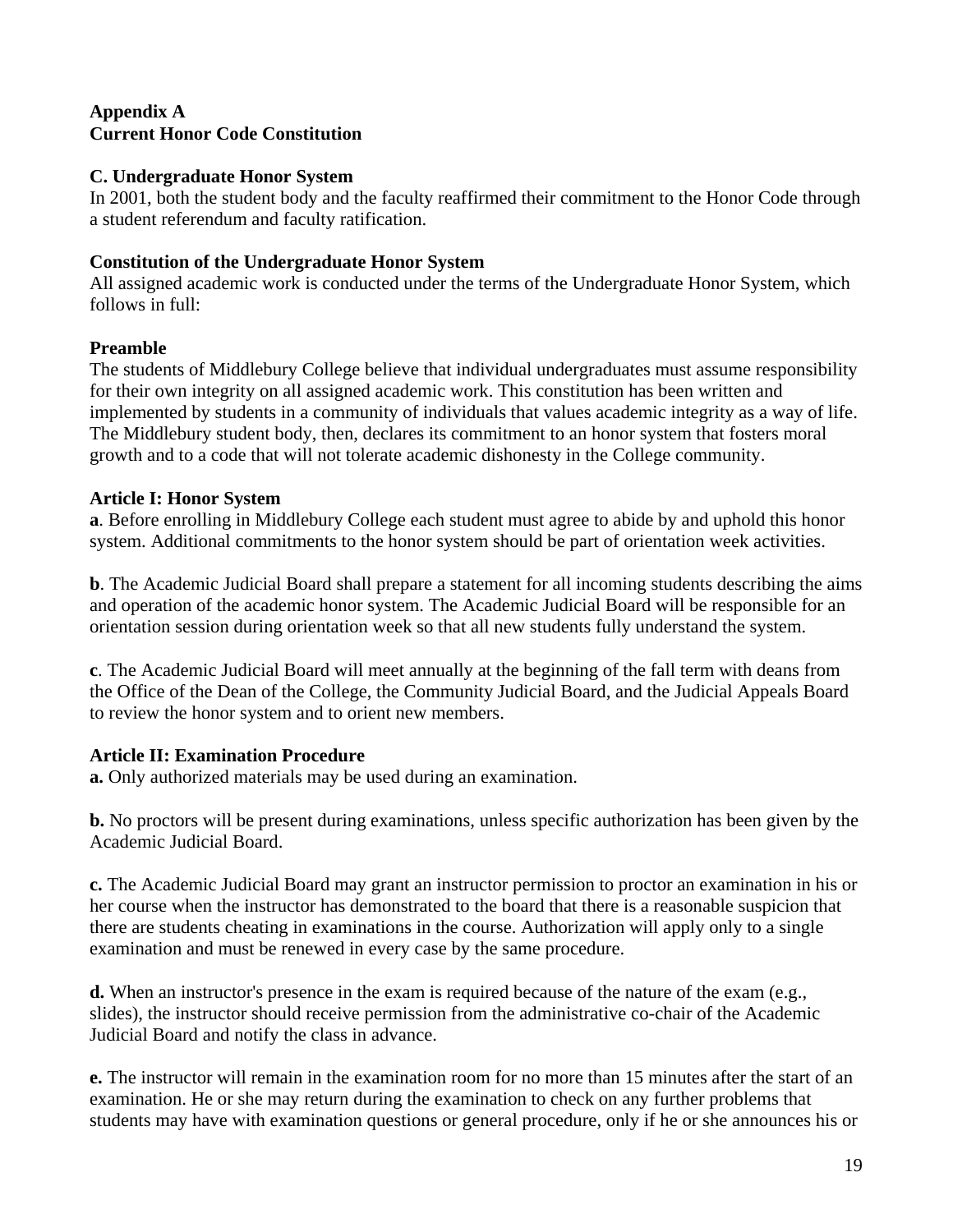**Appendix A**
**Current Honor Code Constitution**

**C. Undergraduate Honor System**
In 2001, both the student body and the faculty reaffirmed their commitment to the Honor Code through a student referendum and faculty ratification.

**Constitution of the Undergraduate Honor System**
All assigned academic work is conducted under the terms of the Undergraduate Honor System, which follows in full:

**Preamble**
The students of Middlebury College believe that individual undergraduates must assume responsibility for their own integrity on all assigned academic work. This constitution has been written and implemented by students in a community of individuals that values academic integrity as a way of life. The Middlebury student body, then, declares its commitment to an honor system that fosters moral growth and to a code that will not tolerate academic dishonesty in the College community.

**Article I: Honor System**
**a**. Before enrolling in Middlebury College each student must agree to abide by and uphold this honor system. Additional commitments to the honor system should be part of orientation week activities.

**b**. The Academic Judicial Board shall prepare a statement for all incoming students describing the aims and operation of the academic honor system. The Academic Judicial Board will be responsible for an orientation session during orientation week so that all new students fully understand the system.

**c**. The Academic Judicial Board will meet annually at the beginning of the fall term with deans from the Office of the Dean of the College, the Community Judicial Board, and the Judicial Appeals Board to review the honor system and to orient new members.

**Article II: Examination Procedure**
**a.** Only authorized materials may be used during an examination.

**b.** No proctors will be present during examinations, unless specific authorization has been given by the Academic Judicial Board.

**c.** The Academic Judicial Board may grant an instructor permission to proctor an examination in his or her course when the instructor has demonstrated to the board that there is a reasonable suspicion that there are students cheating in examinations in the course. Authorization will apply only to a single examination and must be renewed in every case by the same procedure.

**d.** When an instructor's presence in the exam is required because of the nature of the exam (e.g., slides), the instructor should receive permission from the administrative co-chair of the Academic Judicial Board and notify the class in advance.

**e.** The instructor will remain in the examination room for no more than 15 minutes after the start of an examination. He or she may return during the examination to check on any further problems that students may have with examination questions or general procedure, only if he or she announces his or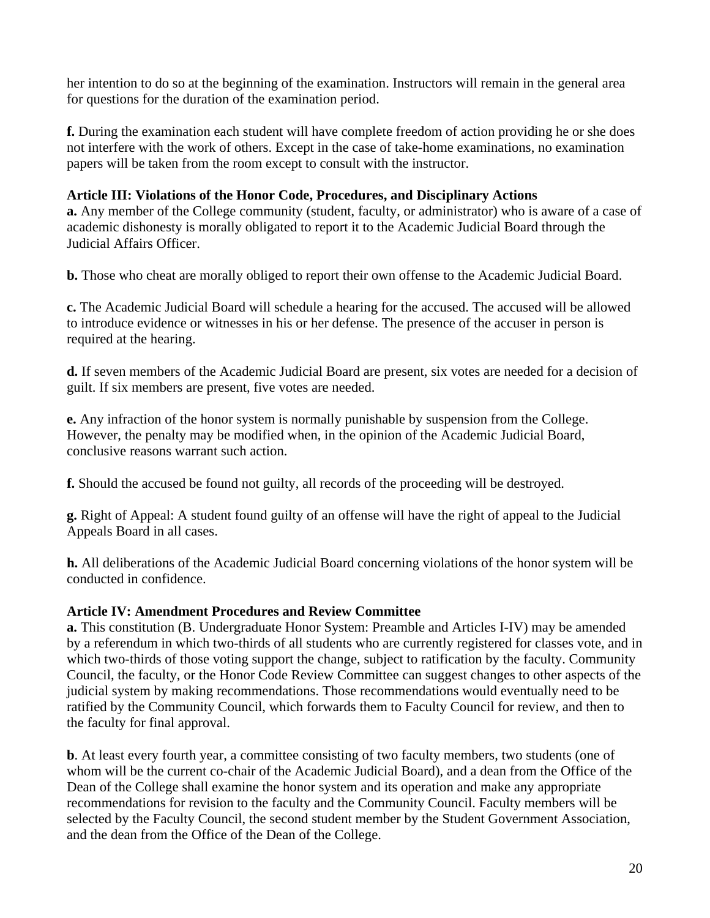her intention to do so at the beginning of the examination. Instructors will remain in the general area for questions for the duration of the examination period.

**f.** During the examination each student will have complete freedom of action providing he or she does not interfere with the work of others. Except in the case of take-home examinations, no examination papers will be taken from the room except to consult with the instructor.

**Article III: Violations of the Honor Code, Procedures, and Disciplinary Actions**

**a.** Any member of the College community (student, faculty, or administrator) who is aware of a case of academic dishonesty is morally obligated to report it to the Academic Judicial Board through the Judicial Affairs Officer.

**b.** Those who cheat are morally obliged to report their own offense to the Academic Judicial Board.

**c.** The Academic Judicial Board will schedule a hearing for the accused. The accused will be allowed to introduce evidence or witnesses in his or her defense. The presence of the accuser in person is required at the hearing.

**d.** If seven members of the Academic Judicial Board are present, six votes are needed for a decision of guilt. If six members are present, five votes are needed.

**e.** Any infraction of the honor system is normally punishable by suspension from the College. However, the penalty may be modified when, in the opinion of the Academic Judicial Board, conclusive reasons warrant such action.

**f.** Should the accused be found not guilty, all records of the proceeding will be destroyed.

**g.** Right of Appeal: A student found guilty of an offense will have the right of appeal to the Judicial Appeals Board in all cases.

**h.** All deliberations of the Academic Judicial Board concerning violations of the honor system will be conducted in confidence.

**Article IV: Amendment Procedures and Review Committee**

**a.** This constitution (B. Undergraduate Honor System: Preamble and Articles I-IV) may be amended by a referendum in which two-thirds of all students who are currently registered for classes vote, and in which two-thirds of those voting support the change, subject to ratification by the faculty. Community Council, the faculty, or the Honor Code Review Committee can suggest changes to other aspects of the judicial system by making recommendations. Those recommendations would eventually need to be ratified by the Community Council, which forwards them to Faculty Council for review, and then to the faculty for final approval.

**b**. At least every fourth year, a committee consisting of two faculty members, two students (one of whom will be the current co-chair of the Academic Judicial Board), and a dean from the Office of the Dean of the College shall examine the honor system and its operation and make any appropriate recommendations for revision to the faculty and the Community Council. Faculty members will be selected by the Faculty Council, the second student member by the Student Government Association, and the dean from the Office of the Dean of the College.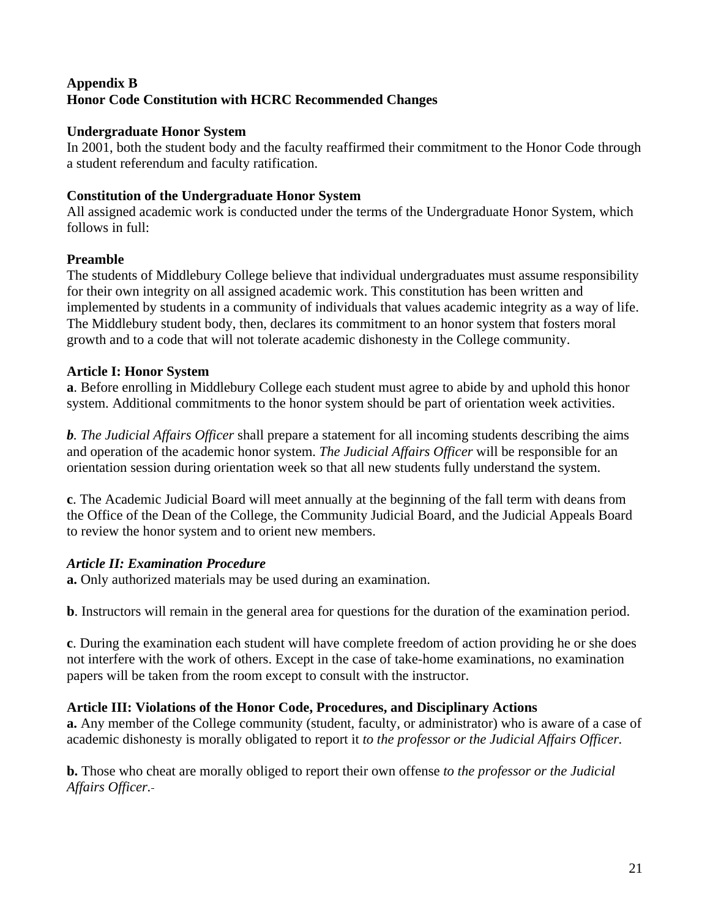**Appendix B**
**Honor Code Constitution with HCRC Recommended Changes**

**Undergraduate Honor System**
In 2001, both the student body and the faculty reaffirmed their commitment to the Honor Code through a student referendum and faculty ratification.

**Constitution of the Undergraduate Honor System**
All assigned academic work is conducted under the terms of the Undergraduate Honor System, which follows in full:

**Preamble**
The students of Middlebury College believe that individual undergraduates must assume responsibility for their own integrity on all assigned academic work. This constitution has been written and implemented by students in a community of individuals that values academic integrity as a way of life. The Middlebury student body, then, declares its commitment to an honor system that fosters moral growth and to a code that will not tolerate academic dishonesty in the College community.

**Article I: Honor System**
**a**. Before enrolling in Middlebury College each student must agree to abide by and uphold this honor system. Additional commitments to the honor system should be part of orientation week activities.

***b****. The Judicial Affairs Officer* shall prepare a statement for all incoming students describing the aims and operation of the academic honor system. *The Judicial Affairs Officer* will be responsible for an orientation session during orientation week so that all new students fully understand the system.

**c**. The Academic Judicial Board will meet annually at the beginning of the fall term with deans from the Office of the Dean of the College, the Community Judicial Board, and the Judicial Appeals Board to review the honor system and to orient new members.

***Article II: Examination Procedure***
**a.** Only authorized materials may be used during an examination.

**b**. Instructors will remain in the general area for questions for the duration of the examination period.

**c**. During the examination each student will have complete freedom of action providing he or she does not interfere with the work of others. Except in the case of take-home examinations, no examination papers will be taken from the room except to consult with the instructor.

**Article III: Violations of the Honor Code, Procedures, and Disciplinary Actions**
**a.** Any member of the College community (student, faculty, or administrator) who is aware of a case of academic dishonesty is morally obligated to report it *to the professor or the Judicial Affairs Officer.*

**b.** Those who cheat are morally obliged to report their own offense *to the professor or the Judicial Affairs Officer.*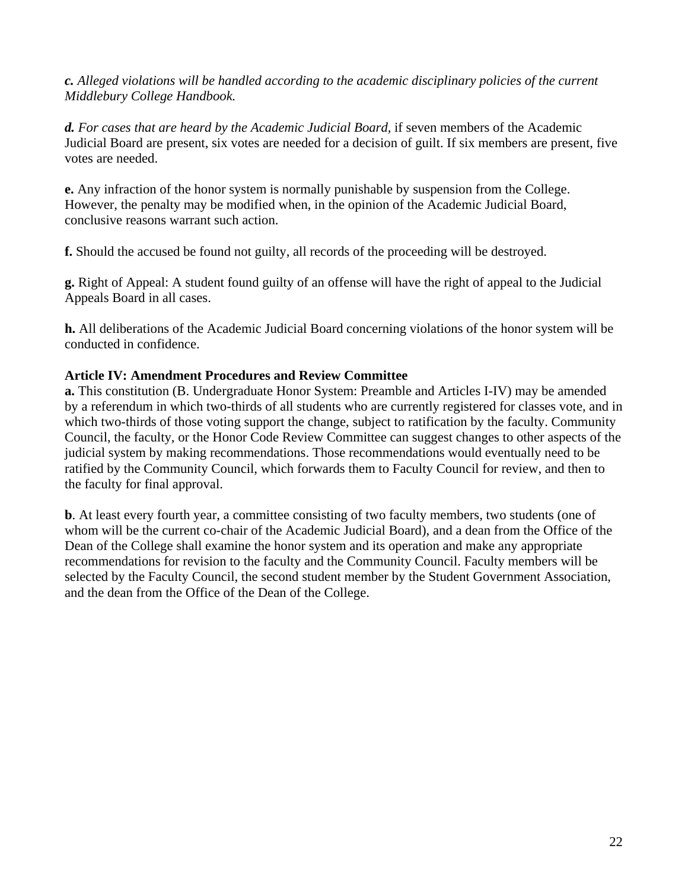***c.** Alleged violations will be handled according to the academic disciplinary policies of the current Middlebury College Handbook.*

***d.** For cases that are heard by the Academic Judicial Board*, if seven members of the Academic Judicial Board are present, six votes are needed for a decision of guilt. If six members are present, five votes are needed.

**e.** Any infraction of the honor system is normally punishable by suspension from the College. However, the penalty may be modified when, in the opinion of the Academic Judicial Board, conclusive reasons warrant such action.

**f.** Should the accused be found not guilty, all records of the proceeding will be destroyed.

**g.** Right of Appeal: A student found guilty of an offense will have the right of appeal to the Judicial Appeals Board in all cases.

**h.** All deliberations of the Academic Judicial Board concerning violations of the honor system will be conducted in confidence.

**Article IV: Amendment Procedures and Review Committee**

**a.** This constitution (B. Undergraduate Honor System: Preamble and Articles I-IV) may be amended by a referendum in which two-thirds of all students who are currently registered for classes vote, and in which two-thirds of those voting support the change, subject to ratification by the faculty. Community Council, the faculty, or the Honor Code Review Committee can suggest changes to other aspects of the judicial system by making recommendations. Those recommendations would eventually need to be ratified by the Community Council, which forwards them to Faculty Council for review, and then to the faculty for final approval.

**b**. At least every fourth year, a committee consisting of two faculty members, two students (one of whom will be the current co-chair of the Academic Judicial Board), and a dean from the Office of the Dean of the College shall examine the honor system and its operation and make any appropriate recommendations for revision to the faculty and the Community Council. Faculty members will be selected by the Faculty Council, the second student member by the Student Government Association, and the dean from the Office of the Dean of the College.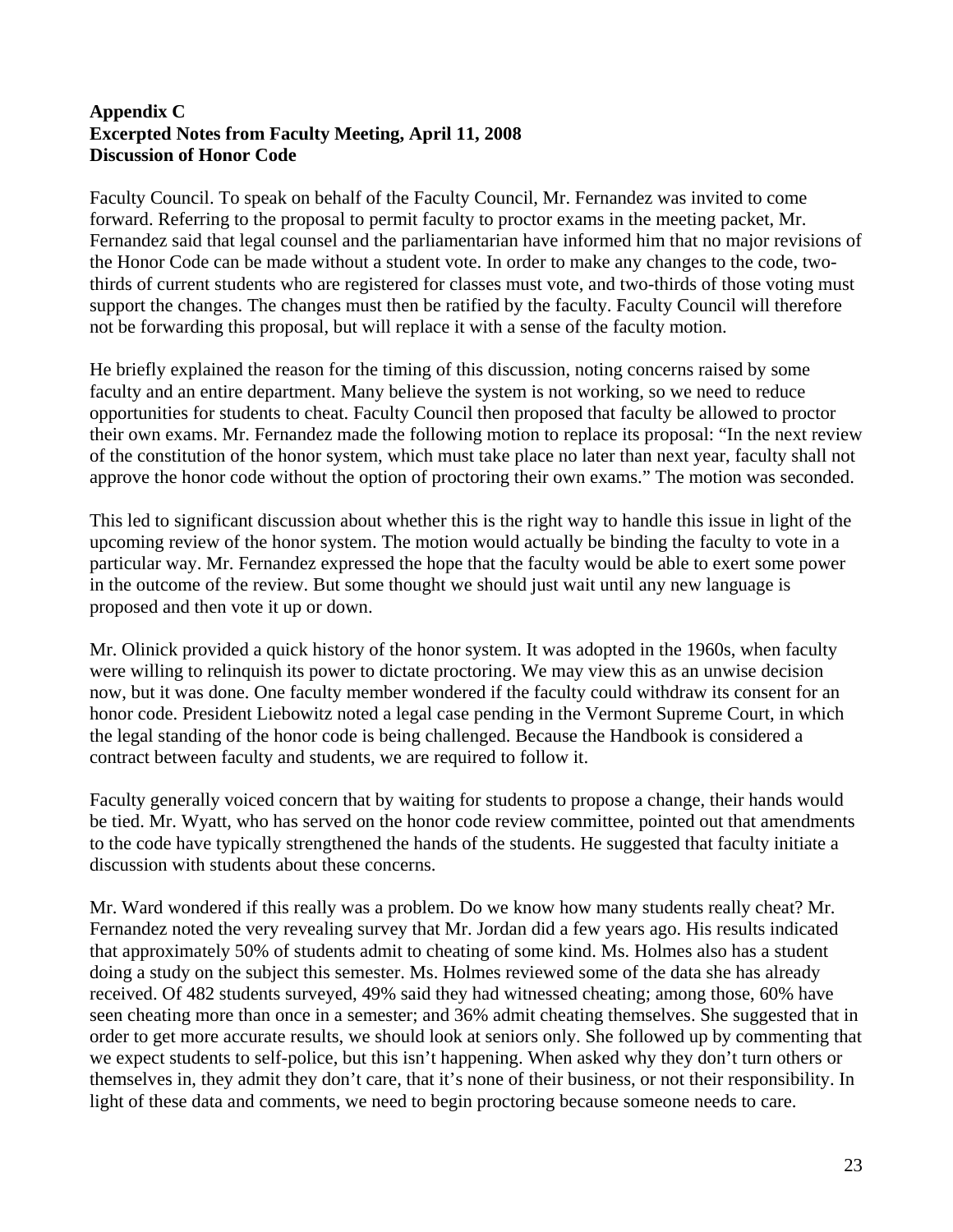**Appendix C**
**Excerpted Notes from Faculty Meeting, April 11, 2008**
**Discussion of Honor Code**

Faculty Council. To speak on behalf of the Faculty Council, Mr. Fernandez was invited to come forward. Referring to the proposal to permit faculty to proctor exams in the meeting packet, Mr. Fernandez said that legal counsel and the parliamentarian have informed him that no major revisions of the Honor Code can be made without a student vote. In order to make any changes to the code, two-thirds of current students who are registered for classes must vote, and two-thirds of those voting must support the changes. The changes must then be ratified by the faculty. Faculty Council will therefore not be forwarding this proposal, but will replace it with a sense of the faculty motion.

He briefly explained the reason for the timing of this discussion, noting concerns raised by some faculty and an entire department. Many believe the system is not working, so we need to reduce opportunities for students to cheat. Faculty Council then proposed that faculty be allowed to proctor their own exams. Mr. Fernandez made the following motion to replace its proposal: "In the next review of the constitution of the honor system, which must take place no later than next year, faculty shall not approve the honor code without the option of proctoring their own exams." The motion was seconded.

This led to significant discussion about whether this is the right way to handle this issue in light of the upcoming review of the honor system. The motion would actually be binding the faculty to vote in a particular way. Mr. Fernandez expressed the hope that the faculty would be able to exert some power in the outcome of the review. But some thought we should just wait until any new language is proposed and then vote it up or down.

Mr. Olinick provided a quick history of the honor system. It was adopted in the 1960s, when faculty were willing to relinquish its power to dictate proctoring. We may view this as an unwise decision now, but it was done. One faculty member wondered if the faculty could withdraw its consent for an honor code. President Liebowitz noted a legal case pending in the Vermont Supreme Court, in which the legal standing of the honor code is being challenged. Because the Handbook is considered a contract between faculty and students, we are required to follow it.

Faculty generally voiced concern that by waiting for students to propose a change, their hands would be tied. Mr. Wyatt, who has served on the honor code review committee, pointed out that amendments to the code have typically strengthened the hands of the students. He suggested that faculty initiate a discussion with students about these concerns.

Mr. Ward wondered if this really was a problem. Do we know how many students really cheat? Mr. Fernandez noted the very revealing survey that Mr. Jordan did a few years ago. His results indicated that approximately 50% of students admit to cheating of some kind. Ms. Holmes also has a student doing a study on the subject this semester. Ms. Holmes reviewed some of the data she has already received. Of 482 students surveyed, 49% said they had witnessed cheating; among those, 60% have seen cheating more than once in a semester; and 36% admit cheating themselves. She suggested that in order to get more accurate results, we should look at seniors only. She followed up by commenting that we expect students to self-police, but this isn't happening. When asked why they don't turn others or themselves in, they admit they don't care, that it's none of their business, or not their responsibility. In light of these data and comments, we need to begin proctoring because someone needs to care.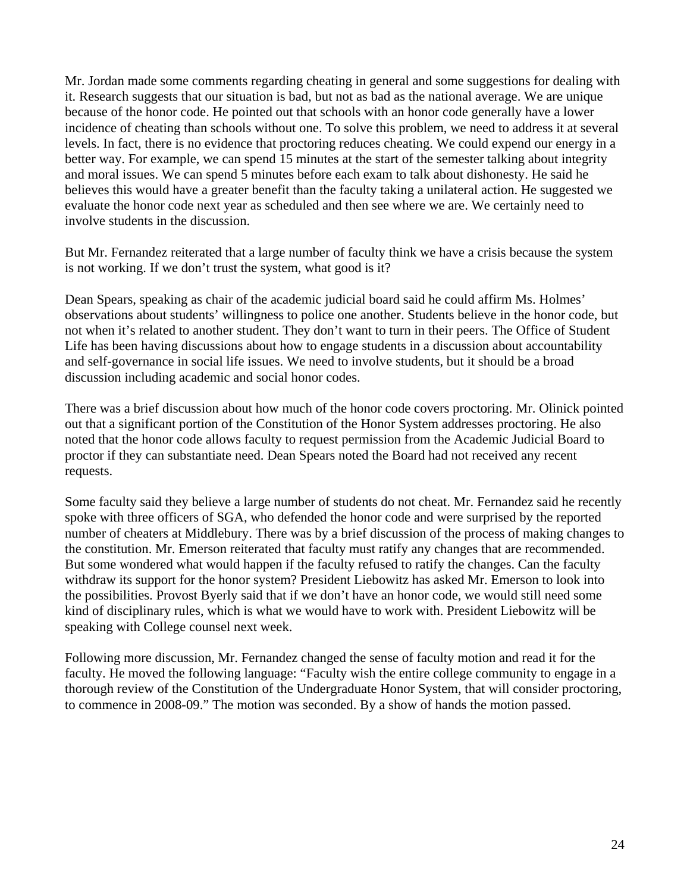Mr. Jordan made some comments regarding cheating in general and some suggestions for dealing with it. Research suggests that our situation is bad, but not as bad as the national average. We are unique because of the honor code. He pointed out that schools with an honor code generally have a lower incidence of cheating than schools without one. To solve this problem, we need to address it at several levels. In fact, there is no evidence that proctoring reduces cheating. We could expend our energy in a better way. For example, we can spend 15 minutes at the start of the semester talking about integrity and moral issues. We can spend 5 minutes before each exam to talk about dishonesty. He said he believes this would have a greater benefit than the faculty taking a unilateral action. He suggested we evaluate the honor code next year as scheduled and then see where we are. We certainly need to involve students in the discussion.

But Mr. Fernandez reiterated that a large number of faculty think we have a crisis because the system is not working. If we don't trust the system, what good is it?

Dean Spears, speaking as chair of the academic judicial board said he could affirm Ms. Holmes' observations about students' willingness to police one another. Students believe in the honor code, but not when it's related to another student. They don't want to turn in their peers. The Office of Student Life has been having discussions about how to engage students in a discussion about accountability and self-governance in social life issues. We need to involve students, but it should be a broad discussion including academic and social honor codes.

There was a brief discussion about how much of the honor code covers proctoring. Mr. Olinick pointed out that a significant portion of the Constitution of the Honor System addresses proctoring. He also noted that the honor code allows faculty to request permission from the Academic Judicial Board to proctor if they can substantiate need. Dean Spears noted the Board had not received any recent requests.

Some faculty said they believe a large number of students do not cheat. Mr. Fernandez said he recently spoke with three officers of SGA, who defended the honor code and were surprised by the reported number of cheaters at Middlebury. There was by a brief discussion of the process of making changes to the constitution. Mr. Emerson reiterated that faculty must ratify any changes that are recommended. But some wondered what would happen if the faculty refused to ratify the changes. Can the faculty withdraw its support for the honor system? President Liebowitz has asked Mr. Emerson to look into the possibilities. Provost Byerly said that if we don't have an honor code, we would still need some kind of disciplinary rules, which is what we would have to work with. President Liebowitz will be speaking with College counsel next week.

Following more discussion, Mr. Fernandez changed the sense of faculty motion and read it for the faculty. He moved the following language: "Faculty wish the entire college community to engage in a thorough review of the Constitution of the Undergraduate Honor System, that will consider proctoring, to commence in 2008-09." The motion was seconded. By a show of hands the motion passed.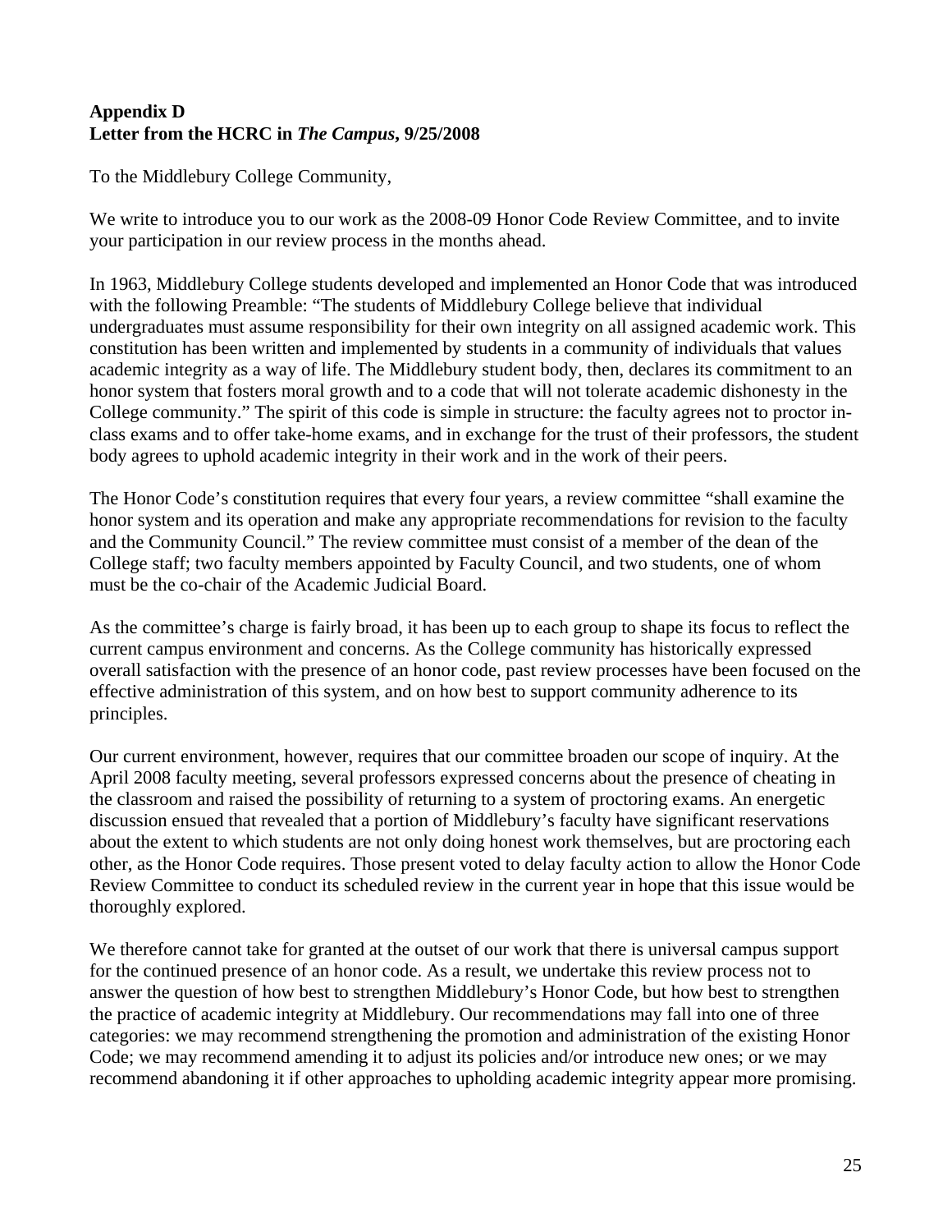## Appendix D
## Letter from the HCRC in *The Campus*, 9/25/2008

To the Middlebury College Community,

We write to introduce you to our work as the 2008-09 Honor Code Review Committee, and to invite your participation in our review process in the months ahead.

In 1963, Middlebury College students developed and implemented an Honor Code that was introduced with the following Preamble: "The students of Middlebury College believe that individual undergraduates must assume responsibility for their own integrity on all assigned academic work. This constitution has been written and implemented by students in a community of individuals that values academic integrity as a way of life. The Middlebury student body, then, declares its commitment to an honor system that fosters moral growth and to a code that will not tolerate academic dishonesty in the College community." The spirit of this code is simple in structure: the faculty agrees not to proctor in-class exams and to offer take-home exams, and in exchange for the trust of their professors, the student body agrees to uphold academic integrity in their work and in the work of their peers.

The Honor Code's constitution requires that every four years, a review committee "shall examine the honor system and its operation and make any appropriate recommendations for revision to the faculty and the Community Council." The review committee must consist of a member of the dean of the College staff; two faculty members appointed by Faculty Council, and two students, one of whom must be the co-chair of the Academic Judicial Board.

As the committee's charge is fairly broad, it has been up to each group to shape its focus to reflect the current campus environment and concerns. As the College community has historically expressed overall satisfaction with the presence of an honor code, past review processes have been focused on the effective administration of this system, and on how best to support community adherence to its principles.

Our current environment, however, requires that our committee broaden our scope of inquiry. At the April 2008 faculty meeting, several professors expressed concerns about the presence of cheating in the classroom and raised the possibility of returning to a system of proctoring exams. An energetic discussion ensued that revealed that a portion of Middlebury's faculty have significant reservations about the extent to which students are not only doing honest work themselves, but are proctoring each other, as the Honor Code requires. Those present voted to delay faculty action to allow the Honor Code Review Committee to conduct its scheduled review in the current year in hope that this issue would be thoroughly explored.

We therefore cannot take for granted at the outset of our work that there is universal campus support for the continued presence of an honor code. As a result, we undertake this review process not to answer the question of how best to strengthen Middlebury's Honor Code, but how best to strengthen the practice of academic integrity at Middlebury. Our recommendations may fall into one of three categories: we may recommend strengthening the promotion and administration of the existing Honor Code; we may recommend amending it to adjust its policies and/or introduce new ones; or we may recommend abandoning it if other approaches to upholding academic integrity appear more promising.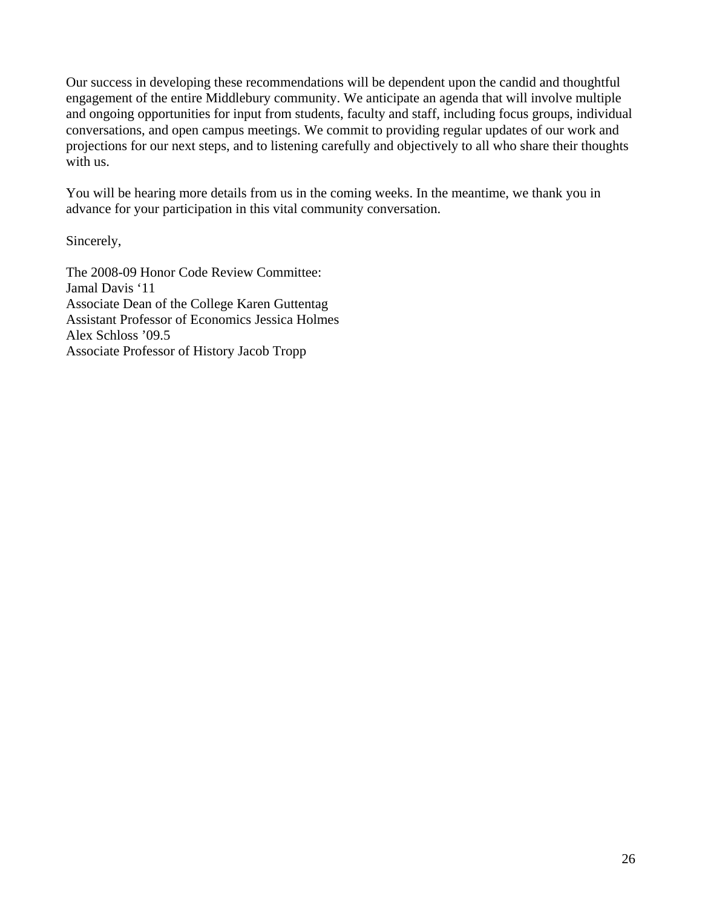Our success in developing these recommendations will be dependent upon the candid and thoughtful engagement of the entire Middlebury community. We anticipate an agenda that will involve multiple and ongoing opportunities for input from students, faculty and staff, including focus groups, individual conversations, and open campus meetings. We commit to providing regular updates of our work and projections for our next steps, and to listening carefully and objectively to all who share their thoughts with us.

You will be hearing more details from us in the coming weeks. In the meantime, we thank you in advance for your participation in this vital community conversation.

Sincerely,

The 2008-09 Honor Code Review Committee:  
Jamal Davis '11  
Associate Dean of the College Karen Guttentag  
Assistant Professor of Economics Jessica Holmes  
Alex Schloss '09.5  
Associate Professor of History Jacob Tropp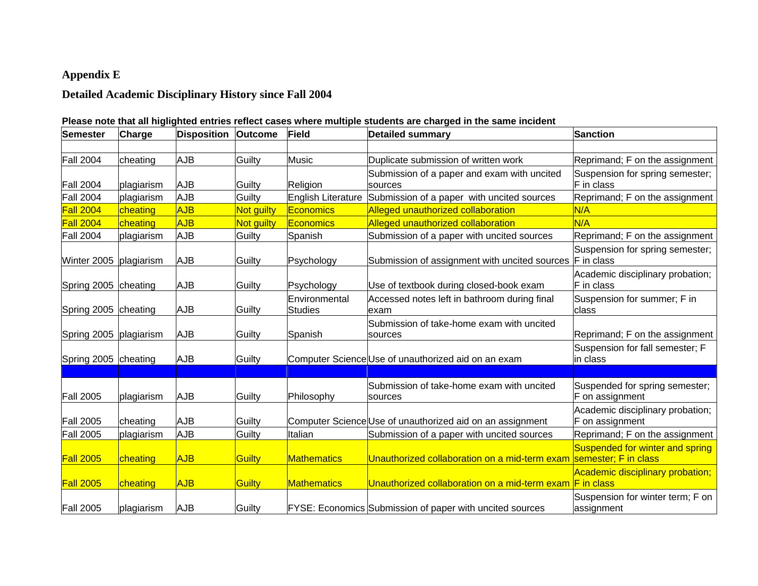## Appendix E

## Detailed Academic Disciplinary History since Fall 2004

**Please note that all higlighted entries reflect cases where multiple students are charged in the same incident**

| Semester | Charge | Disposition | Outcome | Field | Detailed summary | Sanction |
|---|---|---|---|---|---|---|
| | | | | | | |
| Fall 2004 | cheating | AJB | Guilty | Music | Duplicate submission of written work | Reprimand; F on the assignment |
| Fall 2004 | plagiarism | AJB | Guilty | Religion | Submission of a paper and exam with uncited sources | Suspension for spring semester; F in class |
| Fall 2004 | plagiarism | AJB | Guilty | English Literature | Submission of a paper with uncited sources | Reprimand; F on the assignment |
| Fall 2004 | cheating | AJB | Not guilty | Economics | Alleged unauthorized collaboration | N/A |
| Fall 2004 | cheating | AJB | Not guilty | Economics | Alleged unauthorized collaboration | N/A |
| Fall 2004 | plagiarism | AJB | Guilty | Spanish | Submission of a paper with uncited sources | Reprimand; F on the assignment |
| Winter 2005 | plagiarism | AJB | Guilty | Psychology | Submission of assignment with uncited sources | Suspension for spring semester; F in class |
| Spring 2005 | cheating | AJB | Guilty | Psychology | Use of textbook during closed-book exam | Academic disciplinary probation; F in class |
| Spring 2005 | cheating | AJB | Guilty | Environmental Studies | Accessed notes left in bathroom during final exam | Suspension for summer; F in class |
| Spring 2005 | plagiarism | AJB | Guilty | Spanish | Submission of take-home exam with uncited sources | Reprimand; F on the assignment |
| Spring 2005 | cheating | AJB | Guilty | Computer Science | Use of unauthorized aid on an exam | Suspension for fall semester; F in class |
| | | | | | | |
| Fall 2005 | plagiarism | AJB | Guilty | Philosophy | Submission of take-home exam with uncited sources | Suspended for spring semester; F on assignment |
| Fall 2005 | cheating | AJB | Guilty | Computer Science | Use of unauthorized aid on an assignment | Academic disciplinary probation; F on assignment |
| Fall 2005 | plagiarism | AJB | Guilty | Italian | Submission of a paper with uncited sources | Reprimand; F on the assignment |
| Fall 2005 | cheating | AJB | Guilty | Mathematics | Unauthorized collaboration on a mid-term exam | Suspended for winter and spring semester; F in class |
| Fall 2005 | cheating | AJB | Guilty | Mathematics | Unauthorized collaboration on a mid-term exam | Academic disciplinary probation; F in class |
| Fall 2005 | plagiarism | AJB | Guilty | FYSE: Economics | Submission of paper with uncited sources | Suspension for winter term; F on assignment |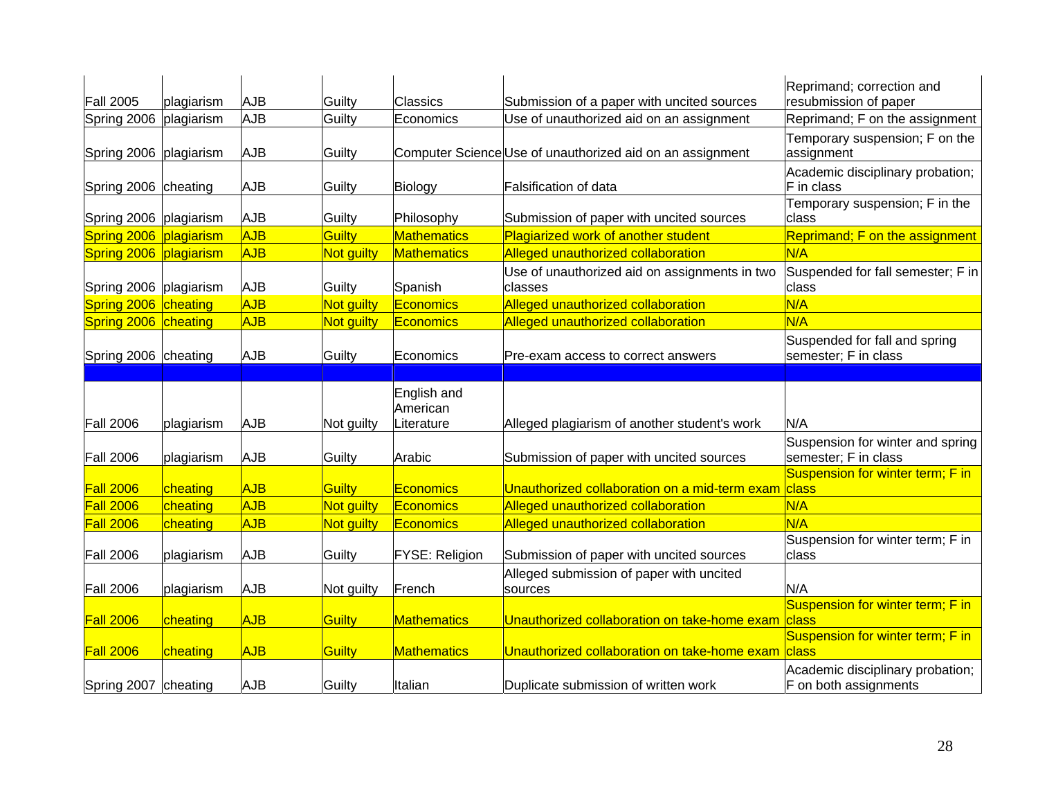| | | | | | | |
|---|---|---|---|---|---|---|
| Fall 2005 | plagiarism | AJB | Guilty | Classics | Submission of a paper with uncited sources | Reprimand; correction and resubmission of paper |
| Spring 2006 | plagiarism | AJB | Guilty | Economics | Use of unauthorized aid on an assignment | Reprimand; F on the assignment |
| Spring 2006 | plagiarism | AJB | Guilty | Computer Science | Use of unauthorized aid on an assignment | Temporary suspension; F on the assignment |
| Spring 2006 | cheating | AJB | Guilty | Biology | Falsification of data | Academic disciplinary probation; F in class |
| Spring 2006 | plagiarism | AJB | Guilty | Philosophy | Submission of paper with uncited sources | Temporary suspension; F in the class |
| Spring 2006 | plagiarism | AJB | Guilty | Mathematics | Plagiarized work of another student | Reprimand; F on the assignment |
| Spring 2006 | plagiarism | AJB | Not guilty | Mathematics | Alleged unauthorized collaboration | N/A |
| Spring 2006 | plagiarism | AJB | Guilty | Spanish | Use of unauthorized aid on assignments in two classes | Suspended for fall semester; F in class |
| Spring 2006 | cheating | AJB | Not guilty | Economics | Alleged unauthorized collaboration | N/A |
| Spring 2006 | cheating | AJB | Not guilty | Economics | Alleged unauthorized collaboration | N/A |
| Spring 2006 | cheating | AJB | Guilty | Economics | Pre-exam access to correct answers | Suspended for fall and spring semester; F in class |
| | | | | | | |
| Fall 2006 | plagiarism | AJB | Not guilty | English and American Literature | Alleged plagiarism of another student's work | N/A |
| Fall 2006 | plagiarism | AJB | Guilty | Arabic | Submission of paper with uncited sources | Suspension for winter and spring semester; F in class |
| Fall 2006 | cheating | AJB | Guilty | Economics | Unauthorized collaboration on a mid-term exam | Suspension for winter term; F in class |
| Fall 2006 | cheating | AJB | Not guilty | Economics | Alleged unauthorized collaboration | N/A |
| Fall 2006 | cheating | AJB | Not guilty | Economics | Alleged unauthorized collaboration | N/A |
| Fall 2006 | plagiarism | AJB | Guilty | FYSE: Religion | Submission of paper with uncited sources | Suspension for winter term; F in class |
| Fall 2006 | plagiarism | AJB | Not guilty | French | Alleged submission of paper with uncited sources | N/A |
| Fall 2006 | cheating | AJB | Guilty | Mathematics | Unauthorized collaboration on take-home exam | Suspension for winter term; F in class |
| Fall 2006 | cheating | AJB | Guilty | Mathematics | Unauthorized collaboration on take-home exam | Suspension for winter term; F in class |
| Spring 2007 | cheating | AJB | Guilty | Italian | Duplicate submission of written work | Academic disciplinary probation; F on both assignments |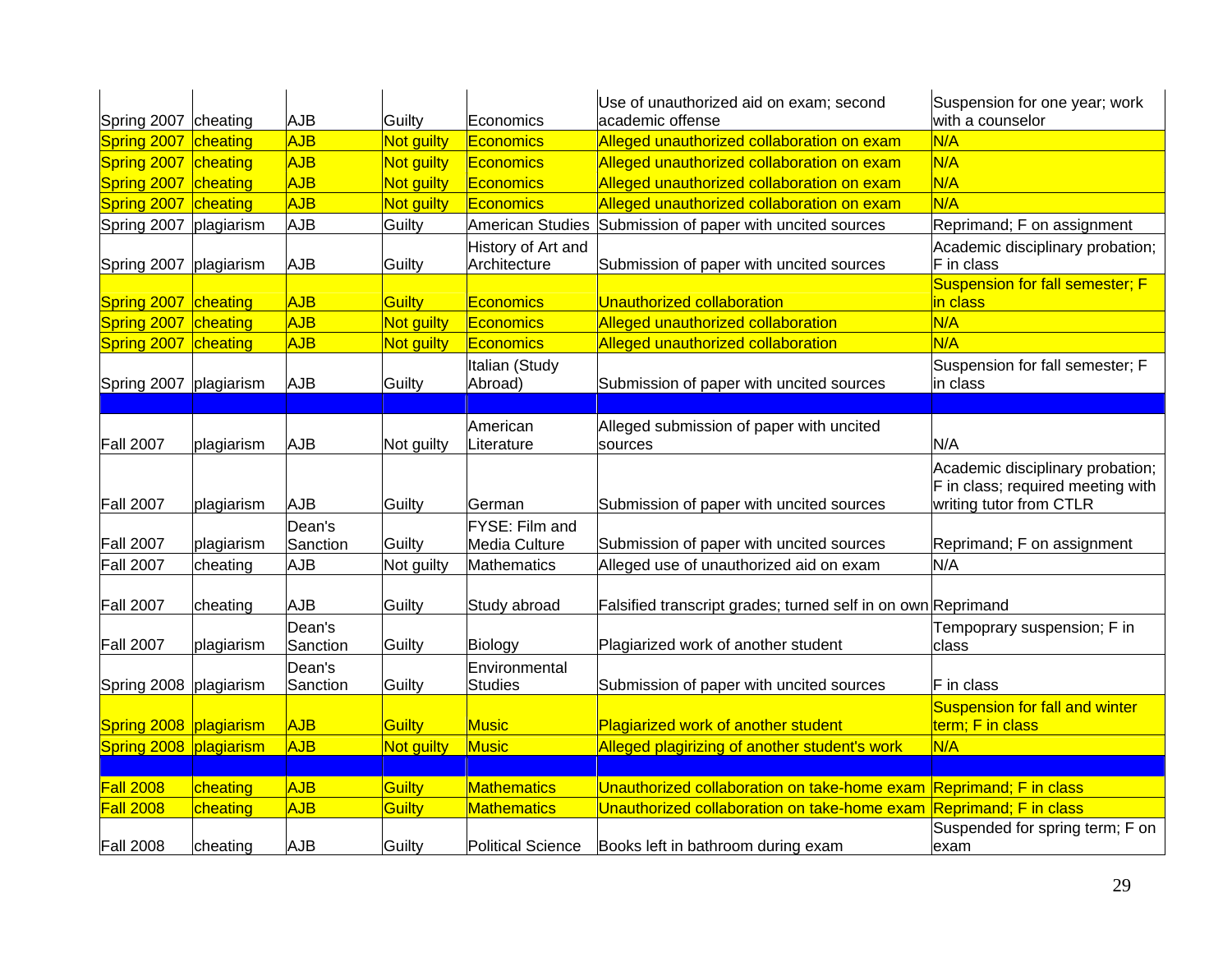| | | | | | | |
|---|---|---|---|---|---|---|
| Spring 2007 | cheating | AJB | Guilty | Economics | Use of unauthorized aid on exam; second academic offense | Suspension for one year; work with a counselor |
| Spring 2007 | cheating | AJB | Not guilty | Economics | Alleged unauthorized collaboration on exam | N/A |
| Spring 2007 | cheating | AJB | Not guilty | Economics | Alleged unauthorized collaboration on exam | N/A |
| Spring 2007 | cheating | AJB | Not guilty | Economics | Alleged unauthorized collaboration on exam | N/A |
| Spring 2007 | cheating | AJB | Not guilty | Economics | Alleged unauthorized collaboration on exam | N/A |
| Spring 2007 | plagiarism | AJB | Guilty | American Studies | Submission of paper with uncited sources | Reprimand; F on assignment |
| Spring 2007 | plagiarism | AJB | Guilty | History of Art and Architecture | Submission of paper with uncited sources | Academic disciplinary probation; F in class |
| Spring 2007 | cheating | AJB | Guilty | Economics | Unauthorized collaboration | Suspension for fall semester; F in class |
| Spring 2007 | cheating | AJB | Not guilty | Economics | Alleged unauthorized collaboration | N/A |
| Spring 2007 | cheating | AJB | Not guilty | Economics | Alleged unauthorized collaboration | N/A |
| Spring 2007 | plagiarism | AJB | Guilty | Italian (Study Abroad) | Submission of paper with uncited sources | Suspension for fall semester; F in class |
| | | | | | | |
| Fall 2007 | plagiarism | AJB | Not guilty | American Literature | Alleged submission of paper with uncited sources | N/A |
| Fall 2007 | plagiarism | AJB | Guilty | German | Submission of paper with uncited sources | Academic disciplinary probation; F in class; required meeting with writing tutor from CTLR |
| Fall 2007 | plagiarism | Dean's Sanction | Guilty | FYSE: Film and Media Culture | Submission of paper with uncited sources | Reprimand; F on assignment |
| Fall 2007 | cheating | AJB | Not guilty | Mathematics | Alleged use of unauthorized aid on exam | N/A |
| Fall 2007 | cheating | AJB | Guilty | Study abroad | Falsified transcript grades; turned self in on own | Reprimand |
| Fall 2007 | plagiarism | Dean's Sanction | Guilty | Biology | Plagiarized work of another student | Tempoprary suspension; F in class |
| Spring 2008 | plagiarism | Dean's Sanction | Guilty | Environmental Studies | Submission of paper with uncited sources | F in class |
| Spring 2008 | plagiarism | AJB | Guilty | Music | Plagiarized work of another student | Suspension for fall and winter term; F in class |
| Spring 2008 | plagiarism | AJB | Not guilty | Music | Alleged plagirizing of another student's work | N/A |
| | | | | | | |
| Fall 2008 | cheating | AJB | Guilty | Mathematics | Unauthorized collaboration on take-home exam | Reprimand; F in class |
| Fall 2008 | cheating | AJB | Guilty | Mathematics | Unauthorized collaboration on take-home exam | Reprimand; F in class |
| Fall 2008 | cheating | AJB | Guilty | Political Science | Books left in bathroom during exam | Suspended for spring term; F on exam |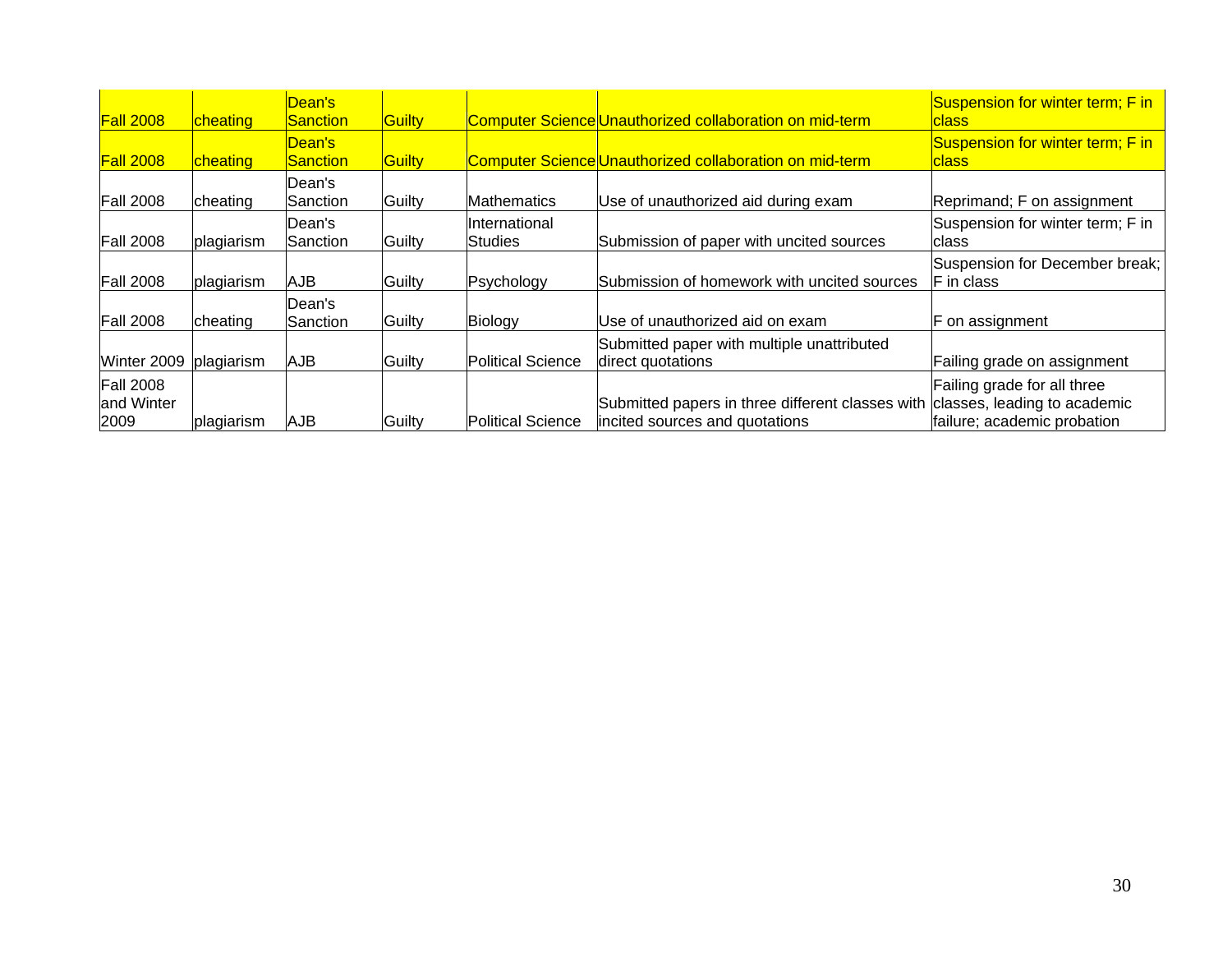| | | | | | | |
|---|---|---|---|---|---|---|
| Fall 2008 | cheating | Dean's Sanction | Guilty | Computer Science | Unauthorized collaboration on mid-term | Suspension for winter term; F in class |
| Fall 2008 | cheating | Dean's Sanction | Guilty | Computer Science | Unauthorized collaboration on mid-term | Suspension for winter term; F in class |
| Fall 2008 | cheating | Dean's Sanction | Guilty | Mathematics | Use of unauthorized aid during exam | Reprimand; F on assignment |
| Fall 2008 | plagiarism | Dean's Sanction | Guilty | International Studies | Submission of paper with uncited sources | Suspension for winter term; F in class |
| Fall 2008 | plagiarism | AJB | Guilty | Psychology | Submission of homework with uncited sources | Suspension for December break; F in class |
| Fall 2008 | cheating | Dean's Sanction | Guilty | Biology | Use of unauthorized aid on exam | F on assignment |
| Winter 2009 | plagiarism | AJB | Guilty | Political Science | Submitted paper with multiple unattributed direct quotations | Failing grade on assignment |
| Fall 2008 and Winter 2009 | plagiarism | AJB | Guilty | Political Science | Submitted papers in three different classes with incited sources and quotations | Failing grade for all three classes, leading to academic failure; academic probation |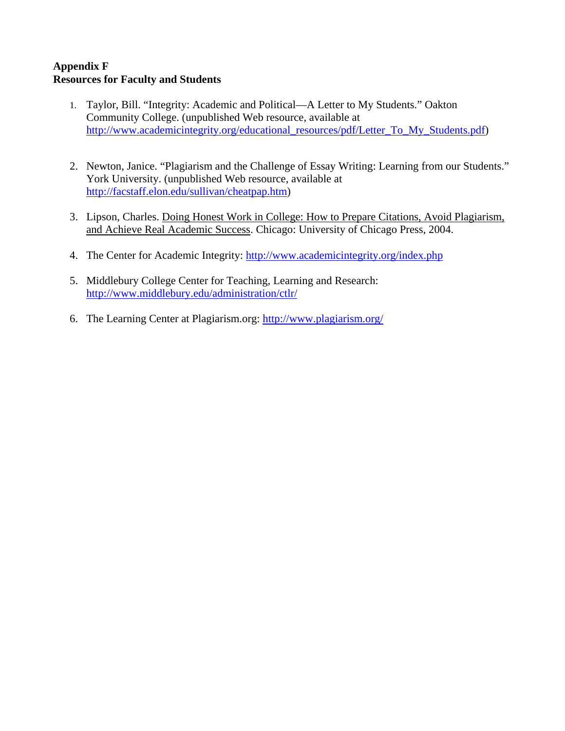**Appendix F**
**Resources for Faculty and Students**

1. Taylor, Bill. “Integrity: Academic and Political—A Letter to My Students.” Oakton Community College. (unpublished Web resource, available at http://www.academicintegrity.org/educational_resources/pdf/Letter_To_My_Students.pdf)

2. Newton, Janice. “Plagiarism and the Challenge of Essay Writing: Learning from our Students.” York University. (unpublished Web resource, available at http://facstaff.elon.edu/sullivan/cheatpap.htm)

3. Lipson, Charles. Doing Honest Work in College: How to Prepare Citations, Avoid Plagiarism, and Achieve Real Academic Success. Chicago: University of Chicago Press, 2004.

4. The Center for Academic Integrity: http://www.academicintegrity.org/index.php

5. Middlebury College Center for Teaching, Learning and Research: http://www.middlebury.edu/administration/ctlr/

6. The Learning Center at Plagiarism.org: http://www.plagiarism.org/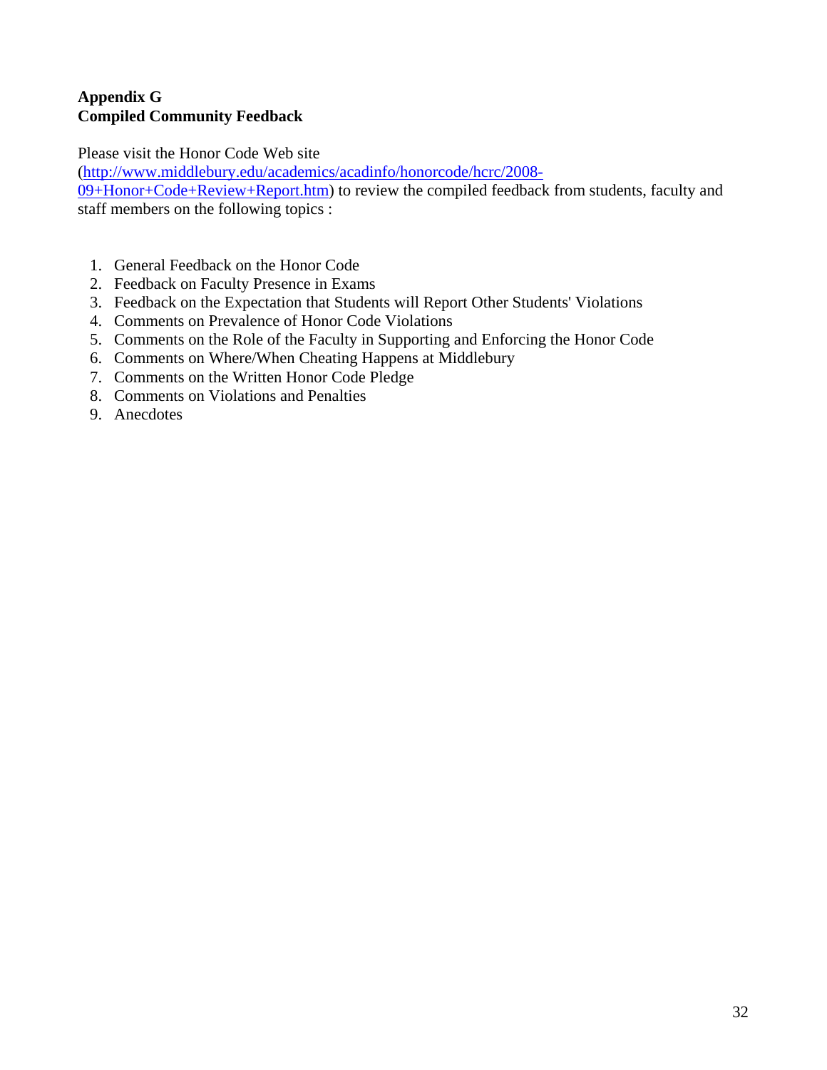**Appendix G**
**Compiled Community Feedback**

Please visit the Honor Code Web site ([http://www.middlebury.edu/academics/acadinfo/honorcode/hcrc/2008-09+Honor+Code+Review+Report.htm](http://www.middlebury.edu/academics/acadinfo/honorcode/hcrc/2008-09+Honor+Code+Review+Report.htm)) to review the compiled feedback from students, faculty and staff members on the following topics :

1. General Feedback on the Honor Code
2. Feedback on Faculty Presence in Exams
3. Feedback on the Expectation that Students will Report Other Students' Violations
4. Comments on Prevalence of Honor Code Violations
5. Comments on the Role of the Faculty in Supporting and Enforcing the Honor Code
6. Comments on Where/When Cheating Happens at Middlebury
7. Comments on the Written Honor Code Pledge
8. Comments on Violations and Penalties
9. Anecdotes